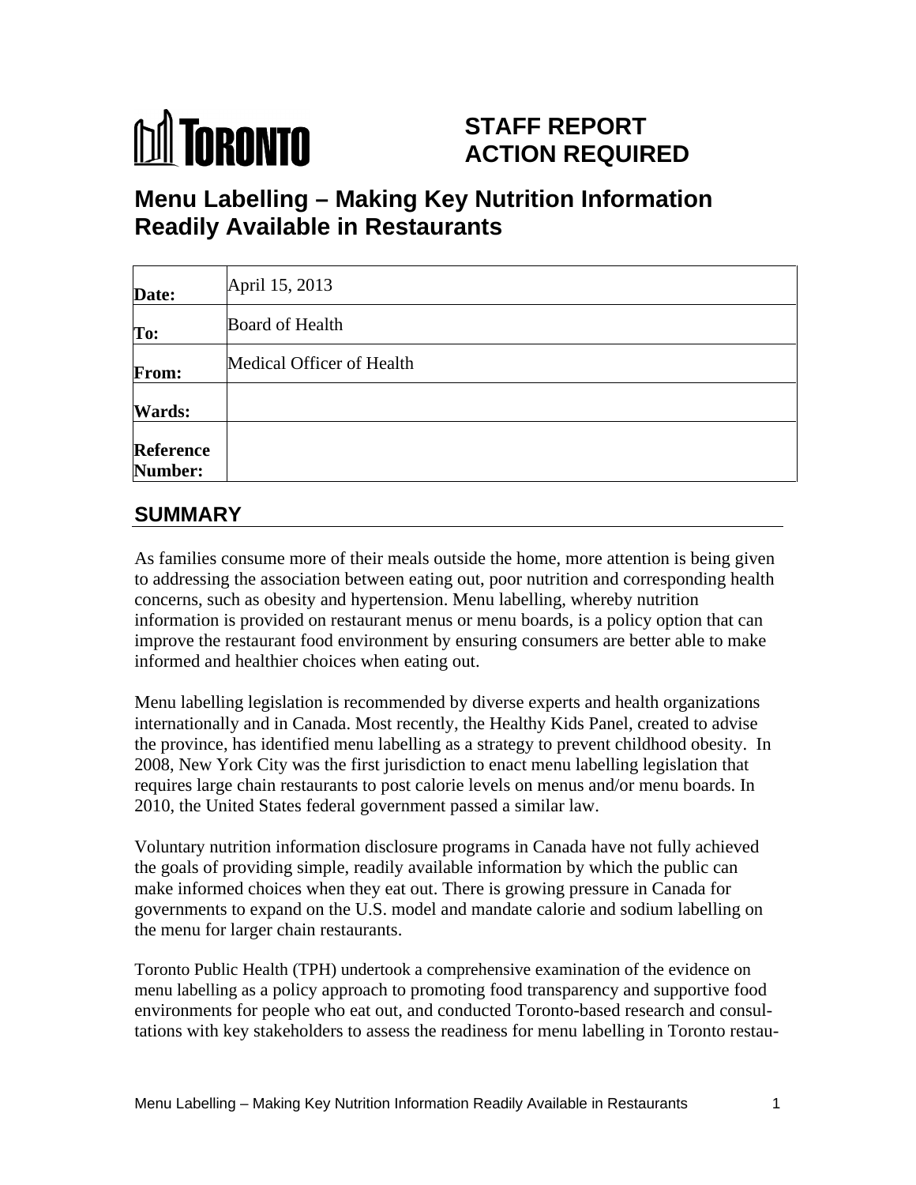TORONTO

# STAFF REPORT ACTION REQUIRED

# Menu Labelling – Making Key Nutrition Information Readily Available in Restaurants

| | |
|---|---|
| **Date:** | April 15, 2013 |
| **To:** | Board of Health |
| **From:** | Medical Officer of Health |
| **Wards:** | |
| **Reference Number:** | |

## SUMMARY

As families consume more of their meals outside the home, more attention is being given to addressing the association between eating out, poor nutrition and corresponding health concerns, such as obesity and hypertension. Menu labelling, whereby nutrition information is provided on restaurant menus or menu boards, is a policy option that can improve the restaurant food environment by ensuring consumers are better able to make informed and healthier choices when eating out.

Menu labelling legislation is recommended by diverse experts and health organizations internationally and in Canada. Most recently, the Healthy Kids Panel, created to advise the province, has identified menu labelling as a strategy to prevent childhood obesity. In 2008, New York City was the first jurisdiction to enact menu labelling legislation that requires large chain restaurants to post calorie levels on menus and/or menu boards. In 2010, the United States federal government passed a similar law.

Voluntary nutrition information disclosure programs in Canada have not fully achieved the goals of providing simple, readily available information by which the public can make informed choices when they eat out. There is growing pressure in Canada for governments to expand on the U.S. model and mandate calorie and sodium labelling on the menu for larger chain restaurants.

Toronto Public Health (TPH) undertook a comprehensive examination of the evidence on menu labelling as a policy approach to promoting food transparency and supportive food environments for people who eat out, and conducted Toronto-based research and consultations with key stakeholders to assess the readiness for menu labelling in Toronto restau-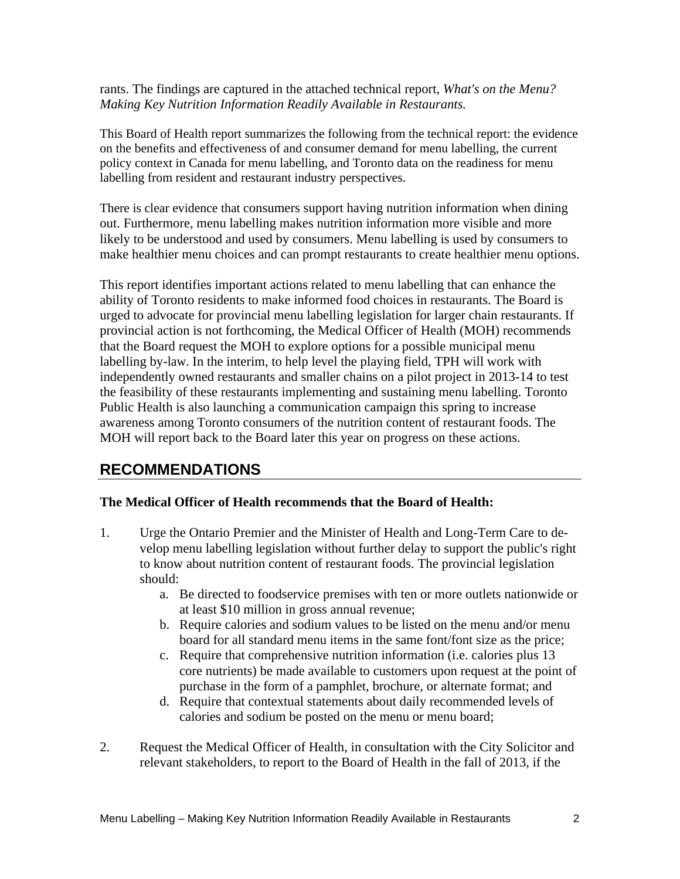rants. The findings are captured in the attached technical report, *What's on the Menu? Making Key Nutrition Information Readily Available in Restaurants.*

This Board of Health report summarizes the following from the technical report: the evidence on the benefits and effectiveness of and consumer demand for menu labelling, the current policy context in Canada for menu labelling, and Toronto data on the readiness for menu labelling from resident and restaurant industry perspectives.

There is clear evidence that consumers support having nutrition information when dining out. Furthermore, menu labelling makes nutrition information more visible and more likely to be understood and used by consumers. Menu labelling is used by consumers to make healthier menu choices and can prompt restaurants to create healthier menu options.

This report identifies important actions related to menu labelling that can enhance the ability of Toronto residents to make informed food choices in restaurants. The Board is urged to advocate for provincial menu labelling legislation for larger chain restaurants. If provincial action is not forthcoming, the Medical Officer of Health (MOH) recommends that the Board request the MOH to explore options for a possible municipal menu labelling by-law. In the interim, to help level the playing field, TPH will work with independently owned restaurants and smaller chains on a pilot project in 2013-14 to test the feasibility of these restaurants implementing and sustaining menu labelling. Toronto Public Health is also launching a communication campaign this spring to increase awareness among Toronto consumers of the nutrition content of restaurant foods. The MOH will report back to the Board later this year on progress on these actions.

## RECOMMENDATIONS

**The Medical Officer of Health recommends that the Board of Health:**

1. Urge the Ontario Premier and the Minister of Health and Long-Term Care to develop menu labelling legislation without further delay to support the public's right to know about nutrition content of restaurant foods. The provincial legislation should:
   a. Be directed to foodservice premises with ten or more outlets nationwide or at least $10 million in gross annual revenue;
   b. Require calories and sodium values to be listed on the menu and/or menu board for all standard menu items in the same font/font size as the price;
   c. Require that comprehensive nutrition information (i.e. calories plus 13 core nutrients) be made available to customers upon request at the point of purchase in the form of a pamphlet, brochure, or alternate format; and
   d. Require that contextual statements about daily recommended levels of calories and sodium be posted on the menu or menu board;

2. Request the Medical Officer of Health, in consultation with the City Solicitor and relevant stakeholders, to report to the Board of Health in the fall of 2013, if the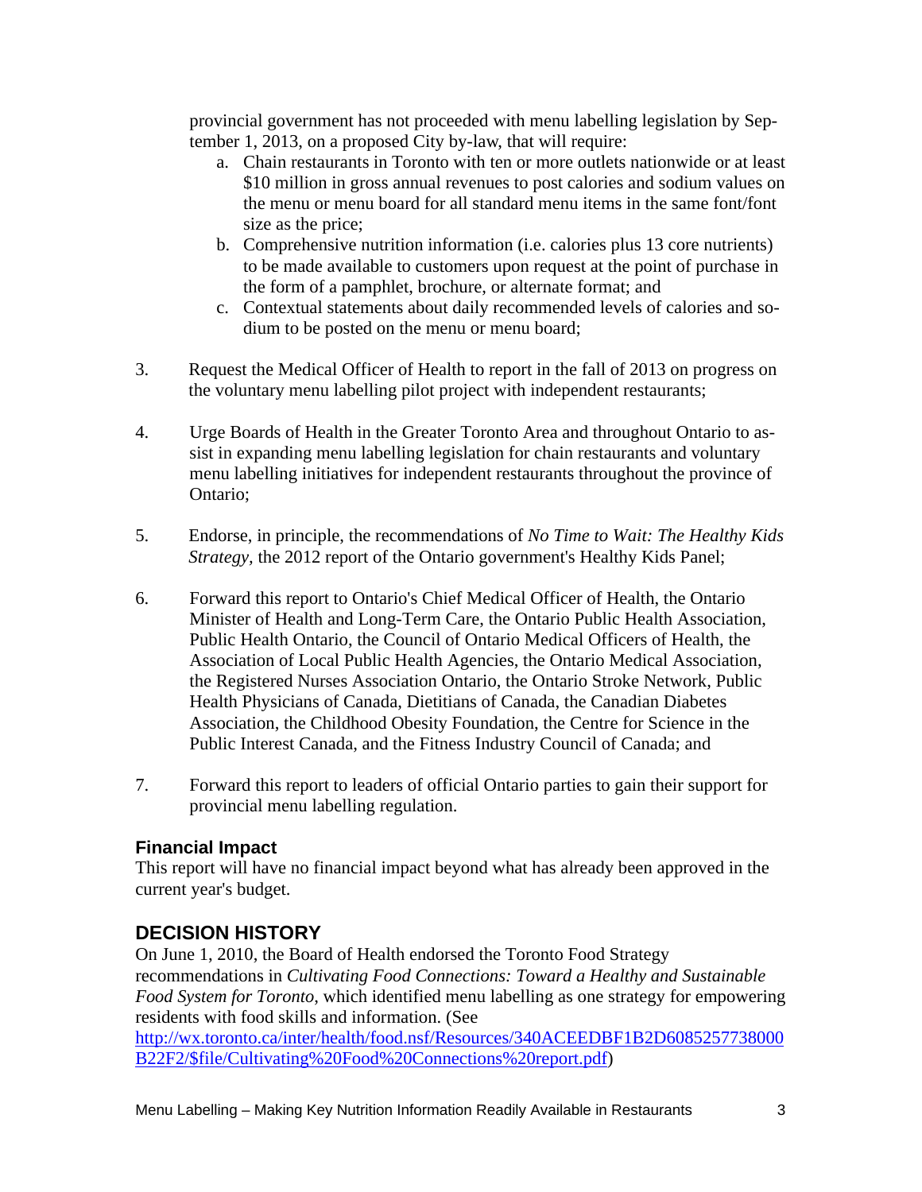provincial government has not proceeded with menu labelling legislation by September 1, 2013, on a proposed City by-law, that will require:

   a. Chain restaurants in Toronto with ten or more outlets nationwide or at least $10 million in gross annual revenues to post calories and sodium values on the menu or menu board for all standard menu items in the same font/font size as the price;
   b. Comprehensive nutrition information (i.e. calories plus 13 core nutrients) to be made available to customers upon request at the point of purchase in the form of a pamphlet, brochure, or alternate format; and
   c. Contextual statements about daily recommended levels of calories and sodium to be posted on the menu or menu board;

3. Request the Medical Officer of Health to report in the fall of 2013 on progress on the voluntary menu labelling pilot project with independent restaurants;

4. Urge Boards of Health in the Greater Toronto Area and throughout Ontario to assist in expanding menu labelling legislation for chain restaurants and voluntary menu labelling initiatives for independent restaurants throughout the province of Ontario;

5. Endorse, in principle, the recommendations of *No Time to Wait: The Healthy Kids Strategy*, the 2012 report of the Ontario government's Healthy Kids Panel;

6. Forward this report to Ontario's Chief Medical Officer of Health, the Ontario Minister of Health and Long-Term Care, the Ontario Public Health Association, Public Health Ontario, the Council of Ontario Medical Officers of Health, the Association of Local Public Health Agencies, the Ontario Medical Association, the Registered Nurses Association Ontario, the Ontario Stroke Network, Public Health Physicians of Canada, Dietitians of Canada, the Canadian Diabetes Association, the Childhood Obesity Foundation, the Centre for Science in the Public Interest Canada, and the Fitness Industry Council of Canada; and

7. Forward this report to leaders of official Ontario parties to gain their support for provincial menu labelling regulation.

### Financial Impact

This report will have no financial impact beyond what has already been approved in the current year's budget.

## DECISION HISTORY

On June 1, 2010, the Board of Health endorsed the Toronto Food Strategy recommendations in *Cultivating Food Connections: Toward a Healthy and Sustainable Food System for Toronto*, which identified menu labelling as one strategy for empowering residents with food skills and information. (See http://wx.toronto.ca/inter/health/food.nsf/Resources/340ACEEDBF1B2D6085257738000B22F2/$file/Cultivating%20Food%20Connections%20report.pdf)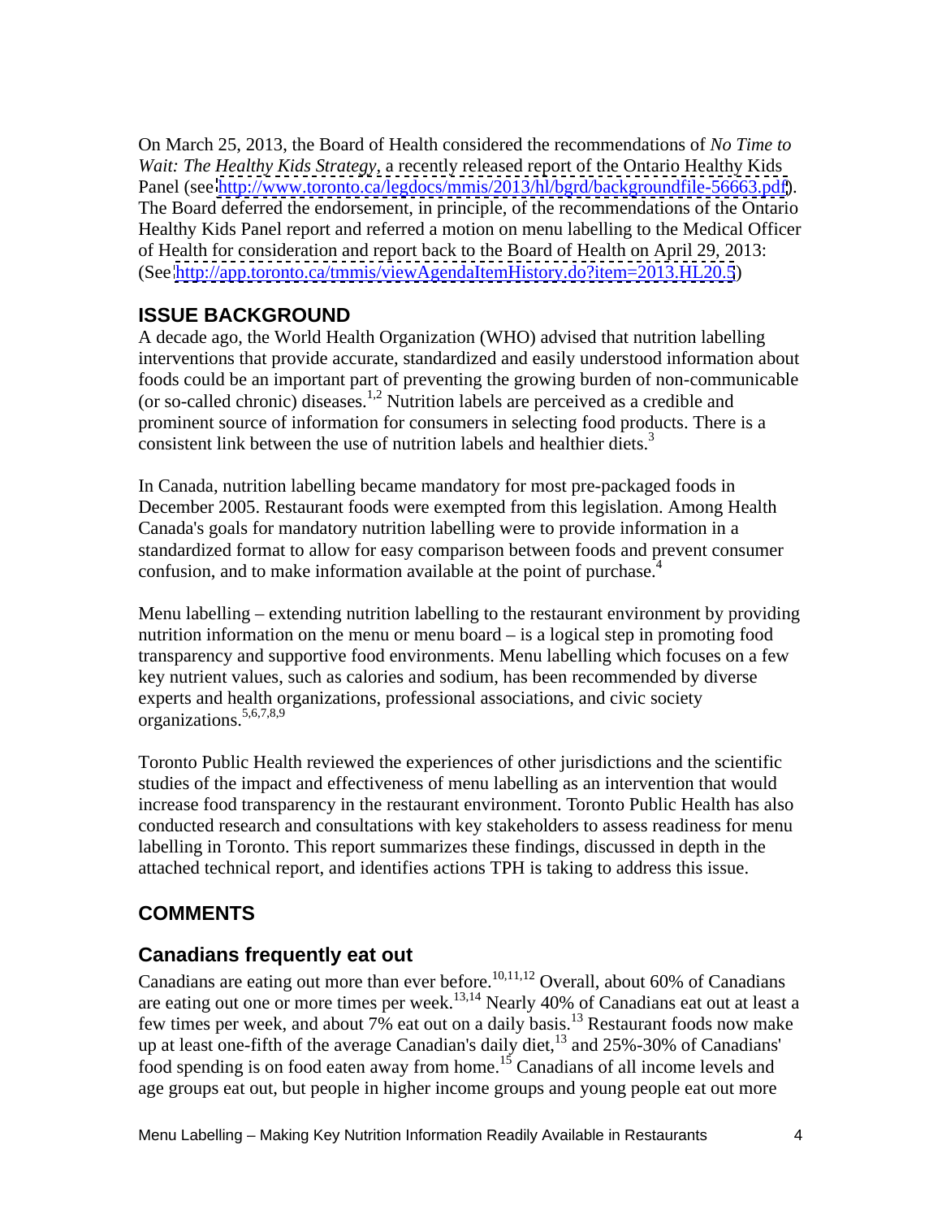On March 25, 2013, the Board of Health considered the recommendations of *No Time to Wait: The Healthy Kids Strategy*, a recently released report of the Ontario Healthy Kids Panel (see http://www.toronto.ca/legdocs/mmis/2013/hl/bgrd/backgroundfile-56663.pdf). The Board deferred the endorsement, in principle, of the recommendations of the Ontario Healthy Kids Panel report and referred a motion on menu labelling to the Medical Officer of Health for consideration and report back to the Board of Health on April 29, 2013: (See http://app.toronto.ca/tmmis/viewAgendaItemHistory.do?item=2013.HL20.5)

## ISSUE BACKGROUND

A decade ago, the World Health Organization (WHO) advised that nutrition labelling interventions that provide accurate, standardized and easily understood information about foods could be an important part of preventing the growing burden of non-communicable (or so-called chronic) diseases.[1,2] Nutrition labels are perceived as a credible and prominent source of information for consumers in selecting food products. There is a consistent link between the use of nutrition labels and healthier diets.[3]

In Canada, nutrition labelling became mandatory for most pre-packaged foods in December 2005. Restaurant foods were exempted from this legislation. Among Health Canada's goals for mandatory nutrition labelling were to provide information in a standardized format to allow for easy comparison between foods and prevent consumer confusion, and to make information available at the point of purchase.[4]

Menu labelling – extending nutrition labelling to the restaurant environment by providing nutrition information on the menu or menu board – is a logical step in promoting food transparency and supportive food environments. Menu labelling which focuses on a few key nutrient values, such as calories and sodium, has been recommended by diverse experts and health organizations, professional associations, and civic society organizations.[5,6,7,8,9]

Toronto Public Health reviewed the experiences of other jurisdictions and the scientific studies of the impact and effectiveness of menu labelling as an intervention that would increase food transparency in the restaurant environment. Toronto Public Health has also conducted research and consultations with key stakeholders to assess readiness for menu labelling in Toronto. This report summarizes these findings, discussed in depth in the attached technical report, and identifies actions TPH is taking to address this issue.

## COMMENTS

### Canadians frequently eat out

Canadians are eating out more than ever before.[10,11,12] Overall, about 60% of Canadians are eating out one or more times per week.[13,14] Nearly 40% of Canadians eat out at least a few times per week, and about 7% eat out on a daily basis.[13] Restaurant foods now make up at least one-fifth of the average Canadian's daily diet,[13] and 25%-30% of Canadians' food spending is on food eaten away from home.[15] Canadians of all income levels and age groups eat out, but people in higher income groups and young people eat out more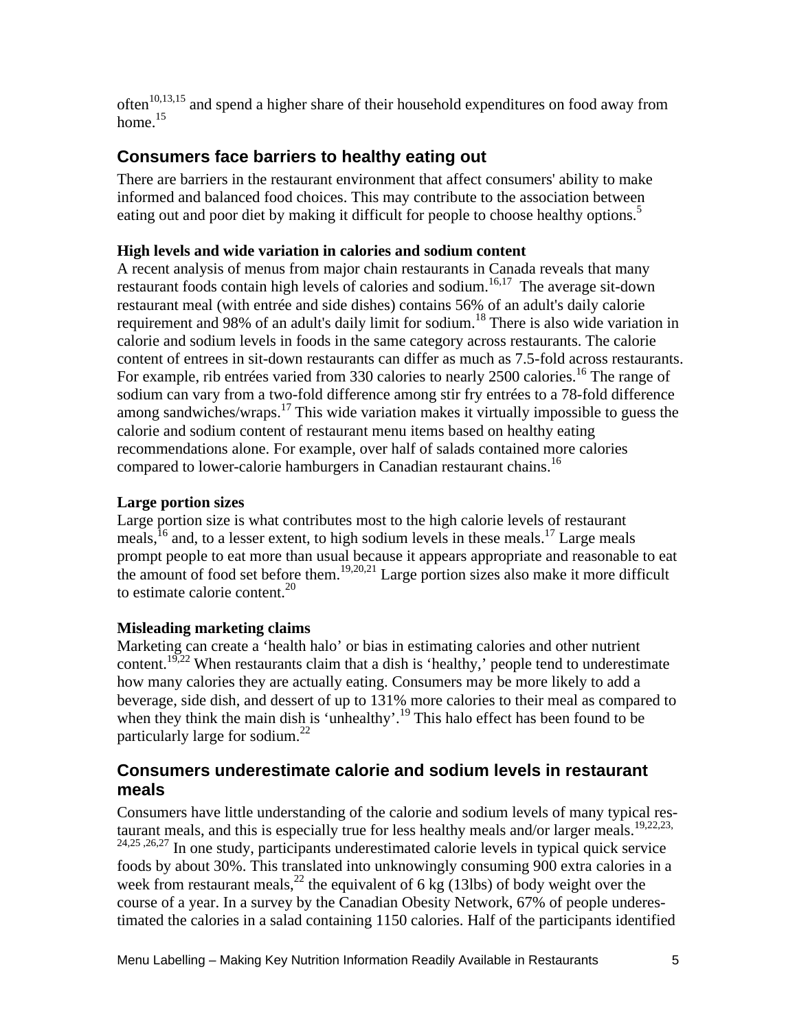often[10,13,15] and spend a higher share of their household expenditures on food away from home.[15]

## Consumers face barriers to healthy eating out

There are barriers in the restaurant environment that affect consumers' ability to make informed and balanced food choices. This may contribute to the association between eating out and poor diet by making it difficult for people to choose healthy options.[5]

**High levels and wide variation in calories and sodium content**

A recent analysis of menus from major chain restaurants in Canada reveals that many restaurant foods contain high levels of calories and sodium.[16,17] The average sit-down restaurant meal (with entrée and side dishes) contains 56% of an adult's daily calorie requirement and 98% of an adult's daily limit for sodium.[18] There is also wide variation in calorie and sodium levels in foods in the same category across restaurants. The calorie content of entrees in sit-down restaurants can differ as much as 7.5-fold across restaurants. For example, rib entrées varied from 330 calories to nearly 2500 calories.[16] The range of sodium can vary from a two-fold difference among stir fry entrées to a 78-fold difference among sandwiches/wraps.[17] This wide variation makes it virtually impossible to guess the calorie and sodium content of restaurant menu items based on healthy eating recommendations alone. For example, over half of salads contained more calories compared to lower-calorie hamburgers in Canadian restaurant chains.[16]

**Large portion sizes**

Large portion size is what contributes most to the high calorie levels of restaurant meals,[16] and, to a lesser extent, to high sodium levels in these meals.[17] Large meals prompt people to eat more than usual because it appears appropriate and reasonable to eat the amount of food set before them.[19,20,21] Large portion sizes also make it more difficult to estimate calorie content.[20]

**Misleading marketing claims**

Marketing can create a 'health halo' or bias in estimating calories and other nutrient content.[19,22] When restaurants claim that a dish is 'healthy,' people tend to underestimate how many calories they are actually eating. Consumers may be more likely to add a beverage, side dish, and dessert of up to 131% more calories to their meal as compared to when they think the main dish is 'unhealthy'.[19] This halo effect has been found to be particularly large for sodium.[22]

## Consumers underestimate calorie and sodium levels in restaurant meals

Consumers have little understanding of the calorie and sodium levels of many typical restaurant meals, and this is especially true for less healthy meals and/or larger meals.[19,22,23,24,25,26,27] In one study, participants underestimated calorie levels in typical quick service foods by about 30%. This translated into unknowingly consuming 900 extra calories in a week from restaurant meals,[22] the equivalent of 6 kg (13lbs) of body weight over the course of a year. In a survey by the Canadian Obesity Network, 67% of people underestimated the calories in a salad containing 1150 calories. Half of the participants identified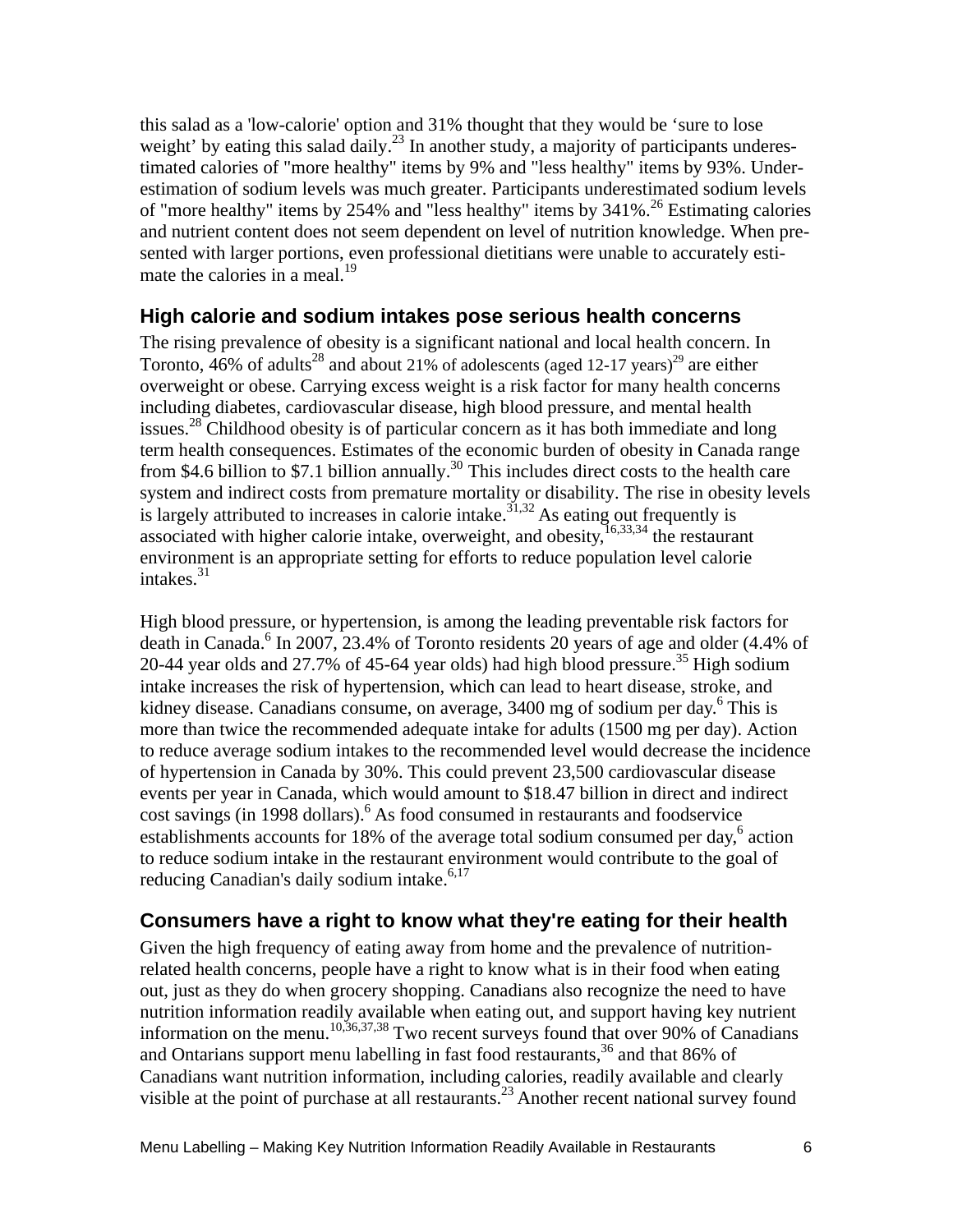this salad as a 'low-calorie' option and 31% thought that they would be 'sure to lose weight' by eating this salad daily.[23] In another study, a majority of participants underestimated calories of "more healthy" items by 9% and "less healthy" items by 93%. Underestimation of sodium levels was much greater. Participants underestimated sodium levels of "more healthy" items by 254% and "less healthy" items by 341%.[26] Estimating calories and nutrient content does not seem dependent on level of nutrition knowledge. When presented with larger portions, even professional dietitians were unable to accurately estimate the calories in a meal.[19]

## High calorie and sodium intakes pose serious health concerns

The rising prevalence of obesity is a significant national and local health concern. In Toronto, 46% of adults[28] and about 21% of adolescents (aged 12-17 years)[29] are either overweight or obese. Carrying excess weight is a risk factor for many health concerns including diabetes, cardiovascular disease, high blood pressure, and mental health issues.[28] Childhood obesity is of particular concern as it has both immediate and long term health consequences. Estimates of the economic burden of obesity in Canada range from $4.6 billion to $7.1 billion annually.[30] This includes direct costs to the health care system and indirect costs from premature mortality or disability. The rise in obesity levels is largely attributed to increases in calorie intake.[31,32] As eating out frequently is associated with higher calorie intake, overweight, and obesity,[16,33,34] the restaurant environment is an appropriate setting for efforts to reduce population level calorie intakes.[31]

High blood pressure, or hypertension, is among the leading preventable risk factors for death in Canada.[6] In 2007, 23.4% of Toronto residents 20 years of age and older (4.4% of 20-44 year olds and 27.7% of 45-64 year olds) had high blood pressure.[35] High sodium intake increases the risk of hypertension, which can lead to heart disease, stroke, and kidney disease. Canadians consume, on average, 3400 mg of sodium per day.[6] This is more than twice the recommended adequate intake for adults (1500 mg per day). Action to reduce average sodium intakes to the recommended level would decrease the incidence of hypertension in Canada by 30%. This could prevent 23,500 cardiovascular disease events per year in Canada, which would amount to $18.47 billion in direct and indirect cost savings (in 1998 dollars).[6] As food consumed in restaurants and foodservice establishments accounts for 18% of the average total sodium consumed per day,[6] action to reduce sodium intake in the restaurant environment would contribute to the goal of reducing Canadian's daily sodium intake.[6,17]

## Consumers have a right to know what they're eating for their health

Given the high frequency of eating away from home and the prevalence of nutrition-related health concerns, people have a right to know what is in their food when eating out, just as they do when grocery shopping. Canadians also recognize the need to have nutrition information readily available when eating out, and support having key nutrient information on the menu.[10,36,37,38] Two recent surveys found that over 90% of Canadians and Ontarians support menu labelling in fast food restaurants,[36] and that 86% of Canadians want nutrition information, including calories, readily available and clearly visible at the point of purchase at all restaurants.[23] Another recent national survey found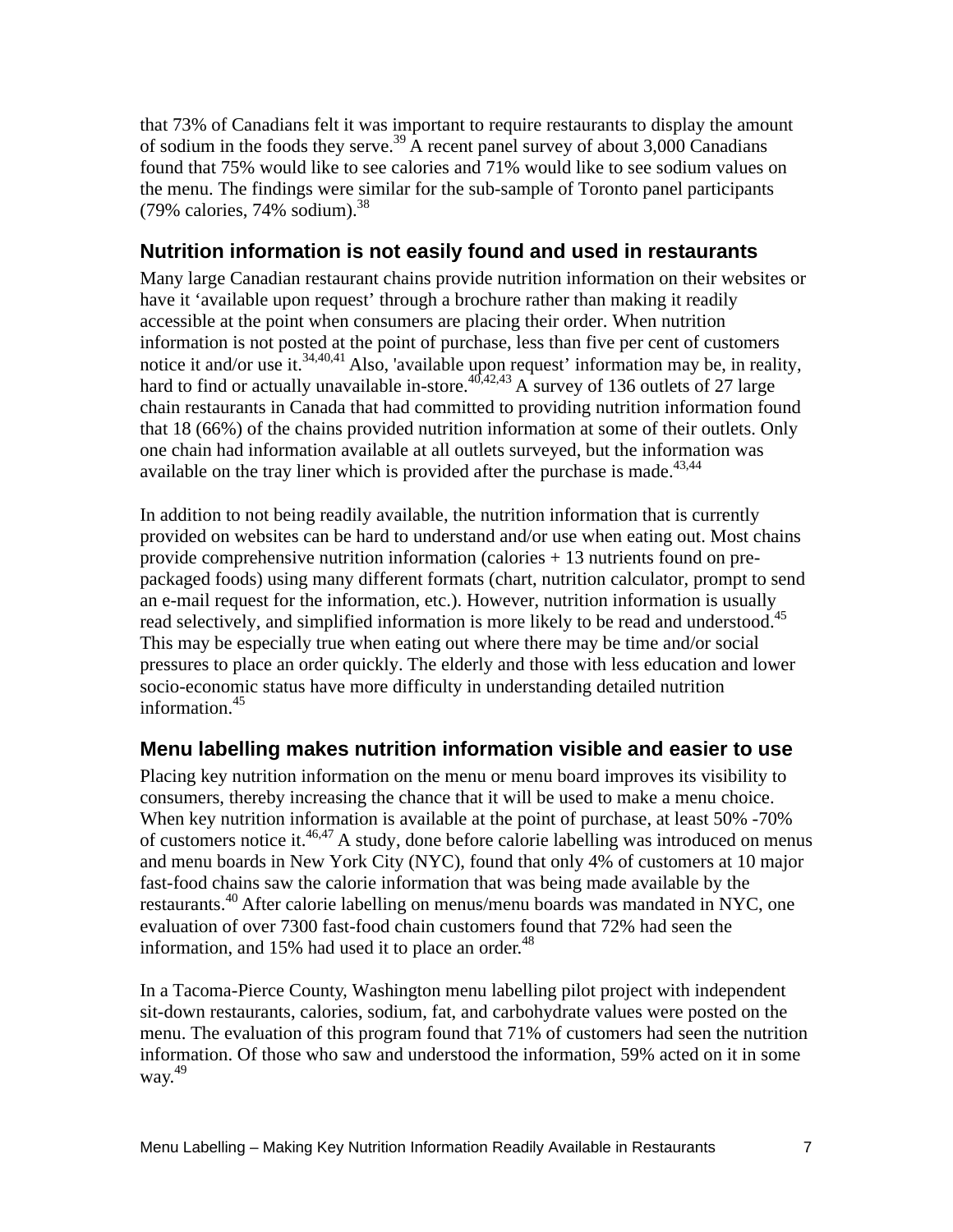that 73% of Canadians felt it was important to require restaurants to display the amount of sodium in the foods they serve.[39] A recent panel survey of about 3,000 Canadians found that 75% would like to see calories and 71% would like to see sodium values on the menu. The findings were similar for the sub-sample of Toronto panel participants (79% calories, 74% sodium).[38]

## Nutrition information is not easily found and used in restaurants

Many large Canadian restaurant chains provide nutrition information on their websites or have it 'available upon request' through a brochure rather than making it readily accessible at the point when consumers are placing their order. When nutrition information is not posted at the point of purchase, less than five per cent of customers notice it and/or use it.[34,40,41] Also, 'available upon request' information may be, in reality, hard to find or actually unavailable in-store.[40,42,43] A survey of 136 outlets of 27 large chain restaurants in Canada that had committed to providing nutrition information found that 18 (66%) of the chains provided nutrition information at some of their outlets. Only one chain had information available at all outlets surveyed, but the information was available on the tray liner which is provided after the purchase is made.[43,44]

In addition to not being readily available, the nutrition information that is currently provided on websites can be hard to understand and/or use when eating out. Most chains provide comprehensive nutrition information (calories + 13 nutrients found on pre-packaged foods) using many different formats (chart, nutrition calculator, prompt to send an e-mail request for the information, etc.). However, nutrition information is usually read selectively, and simplified information is more likely to be read and understood.[45] This may be especially true when eating out where there may be time and/or social pressures to place an order quickly. The elderly and those with less education and lower socio-economic status have more difficulty in understanding detailed nutrition information.[45]

## Menu labelling makes nutrition information visible and easier to use

Placing key nutrition information on the menu or menu board improves its visibility to consumers, thereby increasing the chance that it will be used to make a menu choice. When key nutrition information is available at the point of purchase, at least 50% -70% of customers notice it.[46,47] A study, done before calorie labelling was introduced on menus and menu boards in New York City (NYC), found that only 4% of customers at 10 major fast-food chains saw the calorie information that was being made available by the restaurants.[40] After calorie labelling on menus/menu boards was mandated in NYC, one evaluation of over 7300 fast-food chain customers found that 72% had seen the information, and 15% had used it to place an order.[48]

In a Tacoma-Pierce County, Washington menu labelling pilot project with independent sit-down restaurants, calories, sodium, fat, and carbohydrate values were posted on the menu. The evaluation of this program found that 71% of customers had seen the nutrition information. Of those who saw and understood the information, 59% acted on it in some way.[49]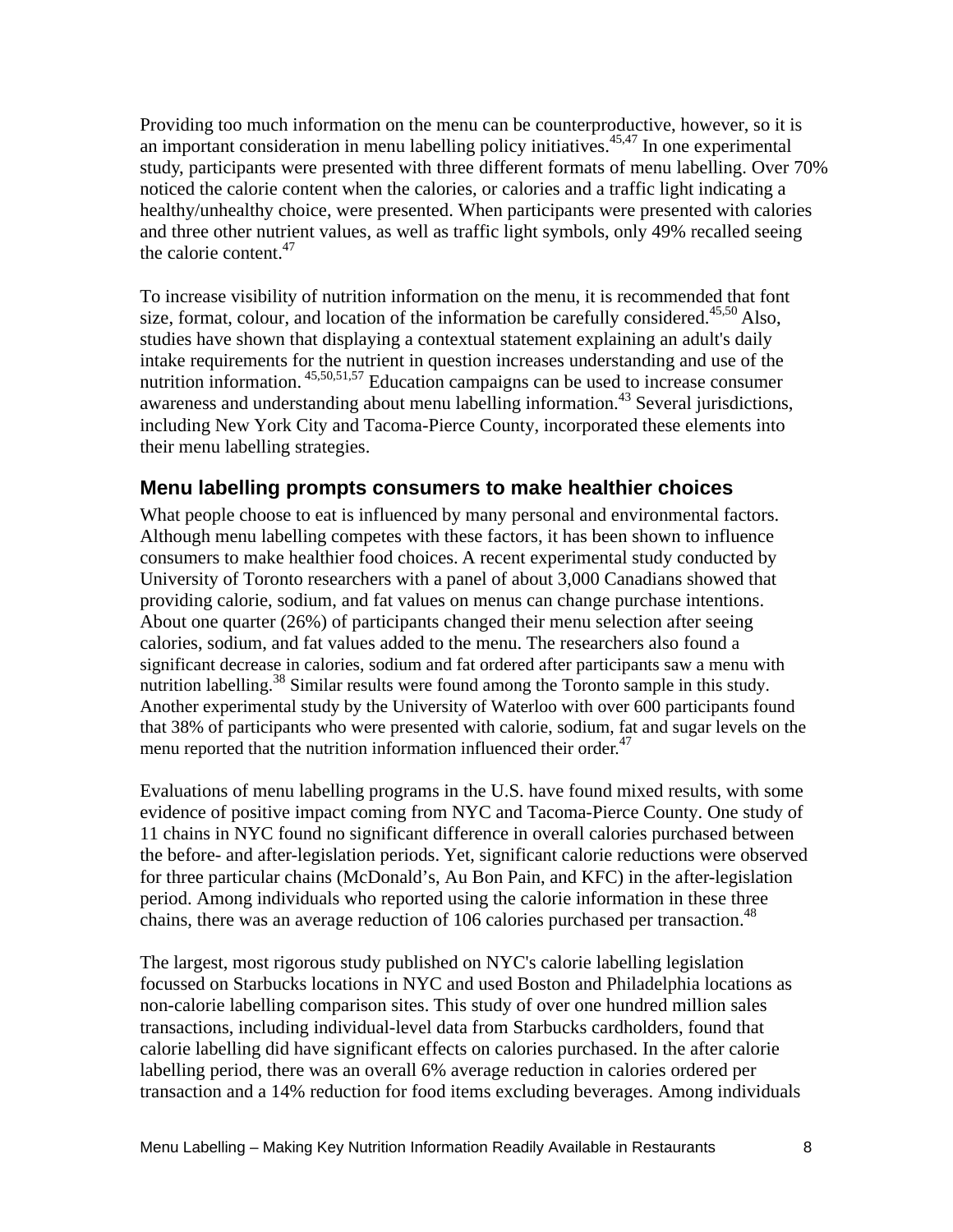Providing too much information on the menu can be counterproductive, however, so it is an important consideration in menu labelling policy initiatives.[45,47] In one experimental study, participants were presented with three different formats of menu labelling. Over 70% noticed the calorie content when the calories, or calories and a traffic light indicating a healthy/unhealthy choice, were presented. When participants were presented with calories and three other nutrient values, as well as traffic light symbols, only 49% recalled seeing the calorie content.[47]

To increase visibility of nutrition information on the menu, it is recommended that font size, format, colour, and location of the information be carefully considered.[45,50] Also, studies have shown that displaying a contextual statement explaining an adult's daily intake requirements for the nutrient in question increases understanding and use of the nutrition information.[45,50,51,57] Education campaigns can be used to increase consumer awareness and understanding about menu labelling information.[43] Several jurisdictions, including New York City and Tacoma-Pierce County, incorporated these elements into their menu labelling strategies.

## Menu labelling prompts consumers to make healthier choices

What people choose to eat is influenced by many personal and environmental factors. Although menu labelling competes with these factors, it has been shown to influence consumers to make healthier food choices. A recent experimental study conducted by University of Toronto researchers with a panel of about 3,000 Canadians showed that providing calorie, sodium, and fat values on menus can change purchase intentions. About one quarter (26%) of participants changed their menu selection after seeing calories, sodium, and fat values added to the menu. The researchers also found a significant decrease in calories, sodium and fat ordered after participants saw a menu with nutrition labelling.[38] Similar results were found among the Toronto sample in this study. Another experimental study by the University of Waterloo with over 600 participants found that 38% of participants who were presented with calorie, sodium, fat and sugar levels on the menu reported that the nutrition information influenced their order.[47]

Evaluations of menu labelling programs in the U.S. have found mixed results, with some evidence of positive impact coming from NYC and Tacoma-Pierce County. One study of 11 chains in NYC found no significant difference in overall calories purchased between the before- and after-legislation periods. Yet, significant calorie reductions were observed for three particular chains (McDonald's, Au Bon Pain, and KFC) in the after-legislation period. Among individuals who reported using the calorie information in these three chains, there was an average reduction of 106 calories purchased per transaction.[48]

The largest, most rigorous study published on NYC's calorie labelling legislation focussed on Starbucks locations in NYC and used Boston and Philadelphia locations as non-calorie labelling comparison sites. This study of over one hundred million sales transactions, including individual-level data from Starbucks cardholders, found that calorie labelling did have significant effects on calories purchased. In the after calorie labelling period, there was an overall 6% average reduction in calories ordered per transaction and a 14% reduction for food items excluding beverages. Among individuals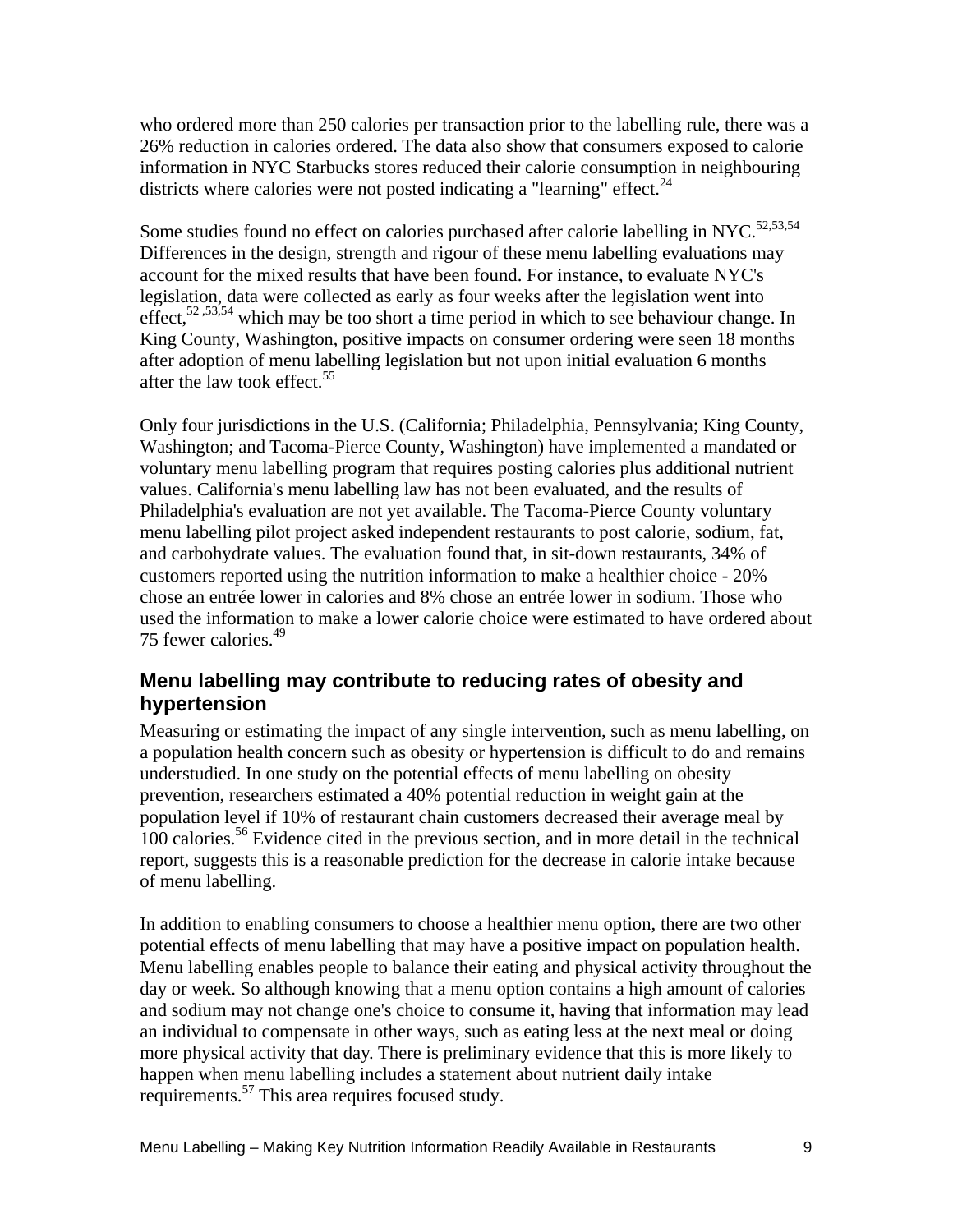who ordered more than 250 calories per transaction prior to the labelling rule, there was a 26% reduction in calories ordered. The data also show that consumers exposed to calorie information in NYC Starbucks stores reduced their calorie consumption in neighbouring districts where calories were not posted indicating a "learning" effect.[24]

Some studies found no effect on calories purchased after calorie labelling in NYC.[52,53,54] Differences in the design, strength and rigour of these menu labelling evaluations may account for the mixed results that have been found. For instance, to evaluate NYC's legislation, data were collected as early as four weeks after the legislation went into effect,[52,53,54] which may be too short a time period in which to see behaviour change. In King County, Washington, positive impacts on consumer ordering were seen 18 months after adoption of menu labelling legislation but not upon initial evaluation 6 months after the law took effect.[55]

Only four jurisdictions in the U.S. (California; Philadelphia, Pennsylvania; King County, Washington; and Tacoma-Pierce County, Washington) have implemented a mandated or voluntary menu labelling program that requires posting calories plus additional nutrient values. California's menu labelling law has not been evaluated, and the results of Philadelphia's evaluation are not yet available. The Tacoma-Pierce County voluntary menu labelling pilot project asked independent restaurants to post calorie, sodium, fat, and carbohydrate values. The evaluation found that, in sit-down restaurants, 34% of customers reported using the nutrition information to make a healthier choice - 20% chose an entrée lower in calories and 8% chose an entrée lower in sodium. Those who used the information to make a lower calorie choice were estimated to have ordered about 75 fewer calories.[49]

## Menu labelling may contribute to reducing rates of obesity and hypertension

Measuring or estimating the impact of any single intervention, such as menu labelling, on a population health concern such as obesity or hypertension is difficult to do and remains understudied. In one study on the potential effects of menu labelling on obesity prevention, researchers estimated a 40% potential reduction in weight gain at the population level if 10% of restaurant chain customers decreased their average meal by 100 calories.[56] Evidence cited in the previous section, and in more detail in the technical report, suggests this is a reasonable prediction for the decrease in calorie intake because of menu labelling.

In addition to enabling consumers to choose a healthier menu option, there are two other potential effects of menu labelling that may have a positive impact on population health. Menu labelling enables people to balance their eating and physical activity throughout the day or week. So although knowing that a menu option contains a high amount of calories and sodium may not change one's choice to consume it, having that information may lead an individual to compensate in other ways, such as eating less at the next meal or doing more physical activity that day. There is preliminary evidence that this is more likely to happen when menu labelling includes a statement about nutrient daily intake requirements.[57] This area requires focused study.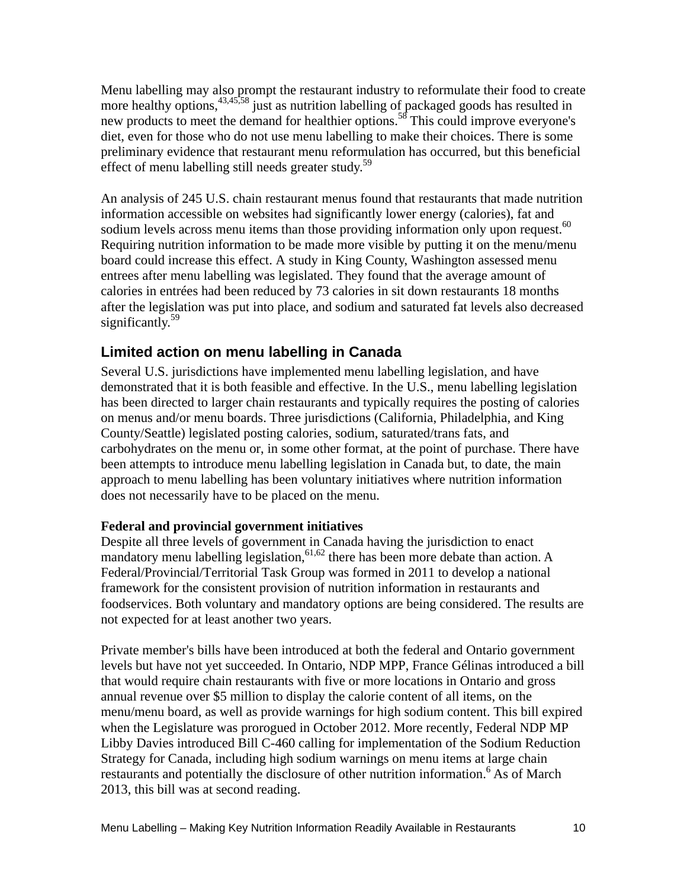Menu labelling may also prompt the restaurant industry to reformulate their food to create more healthy options,[43,45,58] just as nutrition labelling of packaged goods has resulted in new products to meet the demand for healthier options.[58] This could improve everyone's diet, even for those who do not use menu labelling to make their choices. There is some preliminary evidence that restaurant menu reformulation has occurred, but this beneficial effect of menu labelling still needs greater study.[59]

An analysis of 245 U.S. chain restaurant menus found that restaurants that made nutrition information accessible on websites had significantly lower energy (calories), fat and sodium levels across menu items than those providing information only upon request.[60] Requiring nutrition information to be made more visible by putting it on the menu/menu board could increase this effect. A study in King County, Washington assessed menu entrees after menu labelling was legislated. They found that the average amount of calories in entrées had been reduced by 73 calories in sit down restaurants 18 months after the legislation was put into place, and sodium and saturated fat levels also decreased significantly.[59]

## Limited action on menu labelling in Canada

Several U.S. jurisdictions have implemented menu labelling legislation, and have demonstrated that it is both feasible and effective. In the U.S., menu labelling legislation has been directed to larger chain restaurants and typically requires the posting of calories on menus and/or menu boards. Three jurisdictions (California, Philadelphia, and King County/Seattle) legislated posting calories, sodium, saturated/trans fats, and carbohydrates on the menu or, in some other format, at the point of purchase. There have been attempts to introduce menu labelling legislation in Canada but, to date, the main approach to menu labelling has been voluntary initiatives where nutrition information does not necessarily have to be placed on the menu.

### Federal and provincial government initiatives

Despite all three levels of government in Canada having the jurisdiction to enact mandatory menu labelling legislation,[61,62] there has been more debate than action. A Federal/Provincial/Territorial Task Group was formed in 2011 to develop a national framework for the consistent provision of nutrition information in restaurants and foodservices. Both voluntary and mandatory options are being considered. The results are not expected for at least another two years.

Private member's bills have been introduced at both the federal and Ontario government levels but have not yet succeeded. In Ontario, NDP MPP, France Gélinas introduced a bill that would require chain restaurants with five or more locations in Ontario and gross annual revenue over $5 million to display the calorie content of all items, on the menu/menu board, as well as provide warnings for high sodium content. This bill expired when the Legislature was prorogued in October 2012. More recently, Federal NDP MP Libby Davies introduced Bill C-460 calling for implementation of the Sodium Reduction Strategy for Canada, including high sodium warnings on menu items at large chain restaurants and potentially the disclosure of other nutrition information.[6] As of March 2013, this bill was at second reading.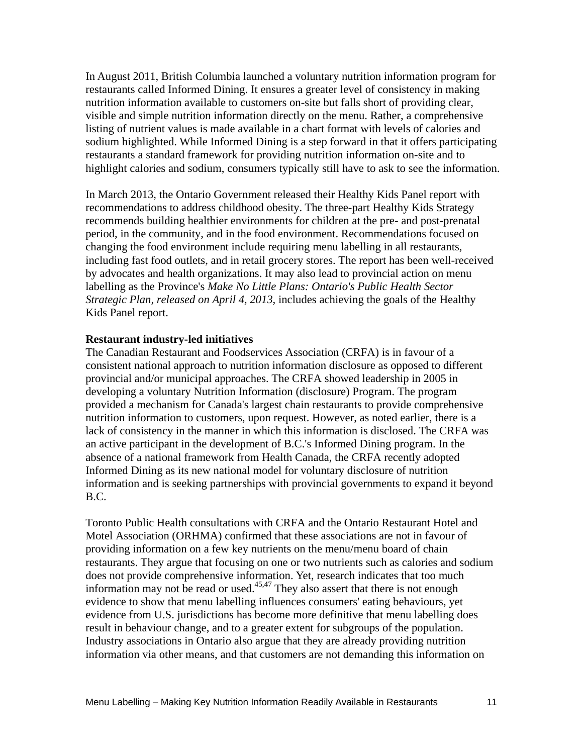In August 2011, British Columbia launched a voluntary nutrition information program for restaurants called Informed Dining. It ensures a greater level of consistency in making nutrition information available to customers on-site but falls short of providing clear, visible and simple nutrition information directly on the menu. Rather, a comprehensive listing of nutrient values is made available in a chart format with levels of calories and sodium highlighted. While Informed Dining is a step forward in that it offers participating restaurants a standard framework for providing nutrition information on-site and to highlight calories and sodium, consumers typically still have to ask to see the information.

In March 2013, the Ontario Government released their Healthy Kids Panel report with recommendations to address childhood obesity. The three-part Healthy Kids Strategy recommends building healthier environments for children at the pre- and post-prenatal period, in the community, and in the food environment. Recommendations focused on changing the food environment include requiring menu labelling in all restaurants, including fast food outlets, and in retail grocery stores. The report has been well-received by advocates and health organizations. It may also lead to provincial action on menu labelling as the Province's *Make No Little Plans: Ontario's Public Health Sector Strategic Plan, released on April 4, 2013,* includes achieving the goals of the Healthy Kids Panel report.

**Restaurant industry-led initiatives**

The Canadian Restaurant and Foodservices Association (CRFA) is in favour of a consistent national approach to nutrition information disclosure as opposed to different provincial and/or municipal approaches. The CRFA showed leadership in 2005 in developing a voluntary Nutrition Information (disclosure) Program. The program provided a mechanism for Canada's largest chain restaurants to provide comprehensive nutrition information to customers, upon request. However, as noted earlier, there is a lack of consistency in the manner in which this information is disclosed. The CRFA was an active participant in the development of B.C.'s Informed Dining program. In the absence of a national framework from Health Canada, the CRFA recently adopted Informed Dining as its new national model for voluntary disclosure of nutrition information and is seeking partnerships with provincial governments to expand it beyond B.C.

Toronto Public Health consultations with CRFA and the Ontario Restaurant Hotel and Motel Association (ORHMA) confirmed that these associations are not in favour of providing information on a few key nutrients on the menu/menu board of chain restaurants. They argue that focusing on one or two nutrients such as calories and sodium does not provide comprehensive information. Yet, research indicates that too much information may not be read or used.[45,47] They also assert that there is not enough evidence to show that menu labelling influences consumers' eating behaviours, yet evidence from U.S. jurisdictions has become more definitive that menu labelling does result in behaviour change, and to a greater extent for subgroups of the population. Industry associations in Ontario also argue that they are already providing nutrition information via other means, and that customers are not demanding this information on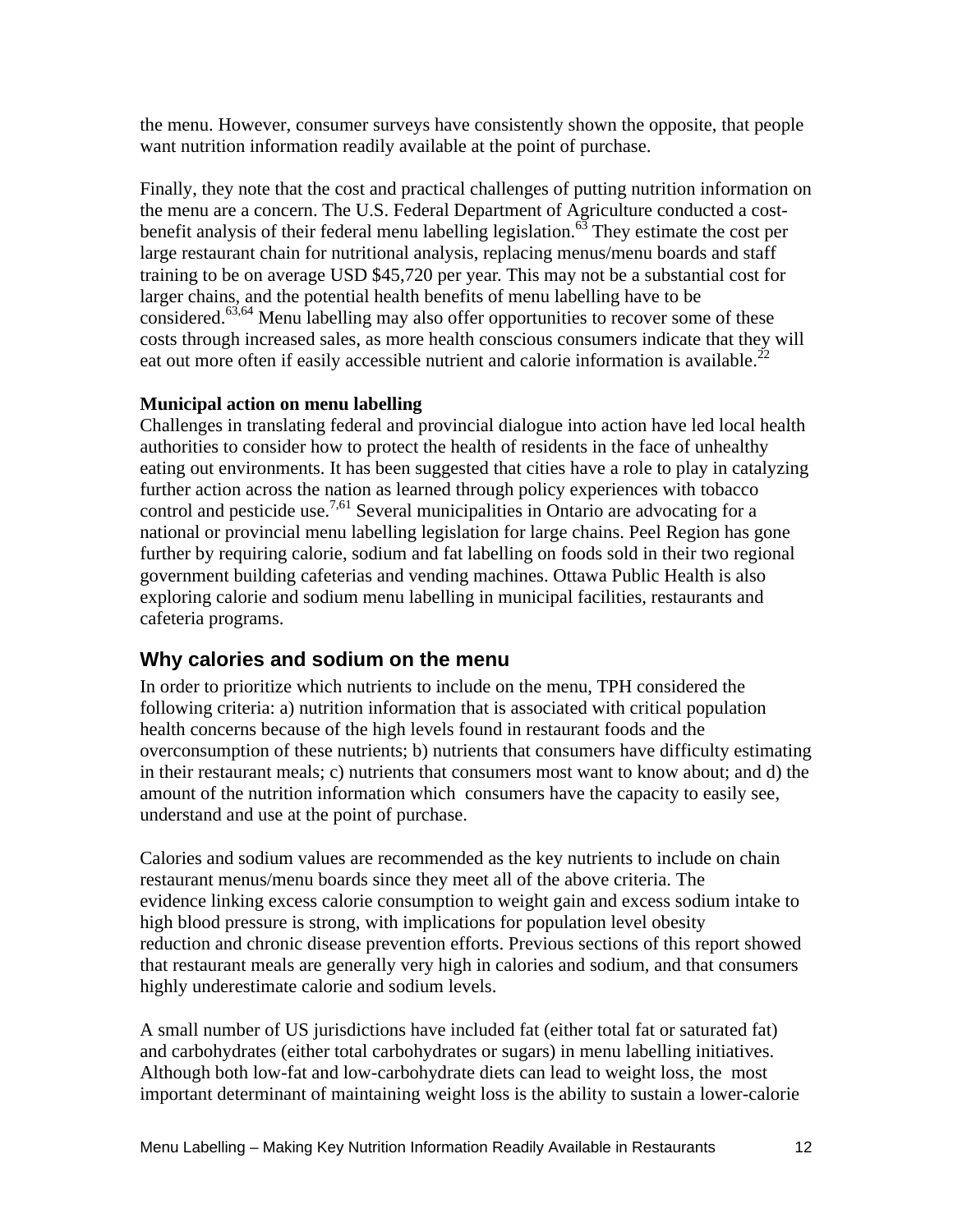the menu. However, consumer surveys have consistently shown the opposite, that people want nutrition information readily available at the point of purchase.

Finally, they note that the cost and practical challenges of putting nutrition information on the menu are a concern. The U.S. Federal Department of Agriculture conducted a cost-benefit analysis of their federal menu labelling legislation.[63] They estimate the cost per large restaurant chain for nutritional analysis, replacing menus/menu boards and staff training to be on average USD $45,720 per year. This may not be a substantial cost for larger chains, and the potential health benefits of menu labelling have to be considered.[63,64] Menu labelling may also offer opportunities to recover some of these costs through increased sales, as more health conscious consumers indicate that they will eat out more often if easily accessible nutrient and calorie information is available.[22]

**Municipal action on menu labelling**

Challenges in translating federal and provincial dialogue into action have led local health authorities to consider how to protect the health of residents in the face of unhealthy eating out environments. It has been suggested that cities have a role to play in catalyzing further action across the nation as learned through policy experiences with tobacco control and pesticide use.[7,61] Several municipalities in Ontario are advocating for a national or provincial menu labelling legislation for large chains. Peel Region has gone further by requiring calorie, sodium and fat labelling on foods sold in their two regional government building cafeterias and vending machines. Ottawa Public Health is also exploring calorie and sodium menu labelling in municipal facilities, restaurants and cafeteria programs.

## Why calories and sodium on the menu

In order to prioritize which nutrients to include on the menu, TPH considered the following criteria: a) nutrition information that is associated with critical population health concerns because of the high levels found in restaurant foods and the overconsumption of these nutrients; b) nutrients that consumers have difficulty estimating in their restaurant meals; c) nutrients that consumers most want to know about; and d) the amount of the nutrition information which consumers have the capacity to easily see, understand and use at the point of purchase.

Calories and sodium values are recommended as the key nutrients to include on chain restaurant menus/menu boards since they meet all of the above criteria. The evidence linking excess calorie consumption to weight gain and excess sodium intake to high blood pressure is strong, with implications for population level obesity reduction and chronic disease prevention efforts. Previous sections of this report showed that restaurant meals are generally very high in calories and sodium, and that consumers highly underestimate calorie and sodium levels.

A small number of US jurisdictions have included fat (either total fat or saturated fat) and carbohydrates (either total carbohydrates or sugars) in menu labelling initiatives. Although both low-fat and low-carbohydrate diets can lead to weight loss, the most important determinant of maintaining weight loss is the ability to sustain a lower-calorie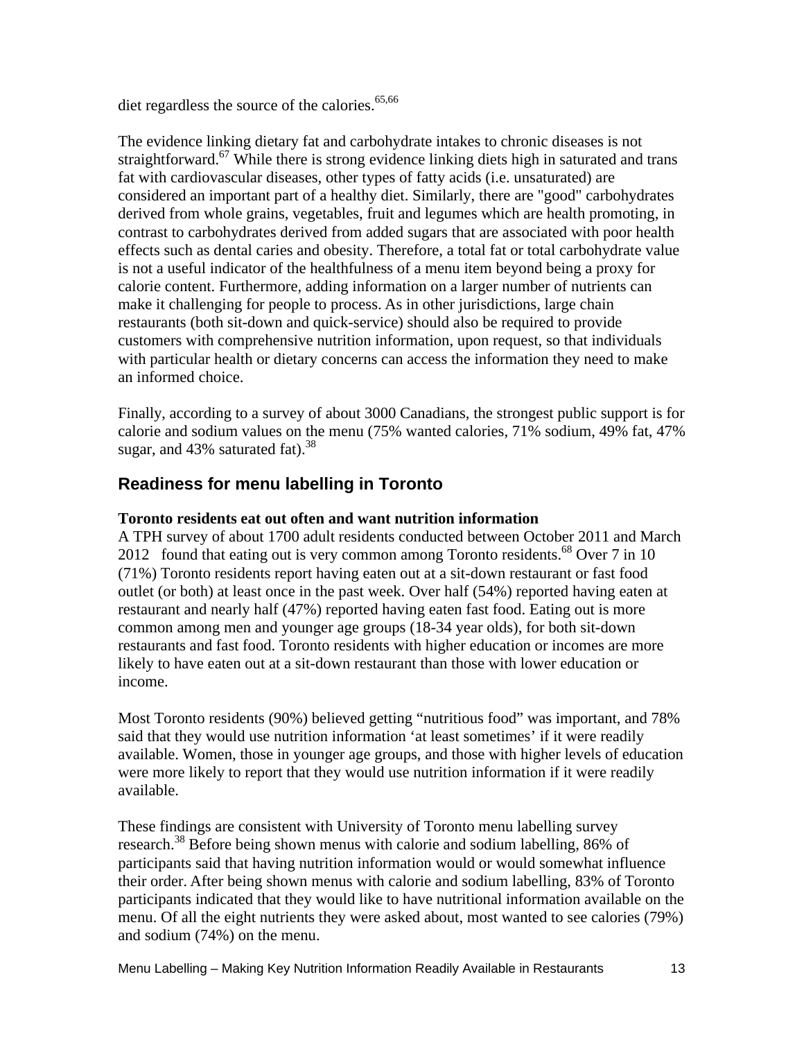diet regardless the source of the calories.[65,66]

The evidence linking dietary fat and carbohydrate intakes to chronic diseases is not straightforward.[67] While there is strong evidence linking diets high in saturated and trans fat with cardiovascular diseases, other types of fatty acids (i.e. unsaturated) are considered an important part of a healthy diet. Similarly, there are "good" carbohydrates derived from whole grains, vegetables, fruit and legumes which are health promoting, in contrast to carbohydrates derived from added sugars that are associated with poor health effects such as dental caries and obesity. Therefore, a total fat or total carbohydrate value is not a useful indicator of the healthfulness of a menu item beyond being a proxy for calorie content. Furthermore, adding information on a larger number of nutrients can make it challenging for people to process. As in other jurisdictions, large chain restaurants (both sit-down and quick-service) should also be required to provide customers with comprehensive nutrition information, upon request, so that individuals with particular health or dietary concerns can access the information they need to make an informed choice.

Finally, according to a survey of about 3000 Canadians, the strongest public support is for calorie and sodium values on the menu (75% wanted calories, 71% sodium, 49% fat, 47% sugar, and 43% saturated fat).[38]

## Readiness for menu labelling in Toronto

**Toronto residents eat out often and want nutrition information**

A TPH survey of about 1700 adult residents conducted between October 2011 and March 2012 found that eating out is very common among Toronto residents.[68] Over 7 in 10 (71%) Toronto residents report having eaten out at a sit-down restaurant or fast food outlet (or both) at least once in the past week. Over half (54%) reported having eaten at restaurant and nearly half (47%) reported having eaten fast food. Eating out is more common among men and younger age groups (18-34 year olds), for both sit-down restaurants and fast food. Toronto residents with higher education or incomes are more likely to have eaten out at a sit-down restaurant than those with lower education or income.

Most Toronto residents (90%) believed getting “nutritious food” was important, and 78% said that they would use nutrition information ‘at least sometimes’ if it were readily available. Women, those in younger age groups, and those with higher levels of education were more likely to report that they would use nutrition information if it were readily available.

These findings are consistent with University of Toronto menu labelling survey research.[38] Before being shown menus with calorie and sodium labelling, 86% of participants said that having nutrition information would or would somewhat influence their order. After being shown menus with calorie and sodium labelling, 83% of Toronto participants indicated that they would like to have nutritional information available on the menu. Of all the eight nutrients they were asked about, most wanted to see calories (79%) and sodium (74%) on the menu.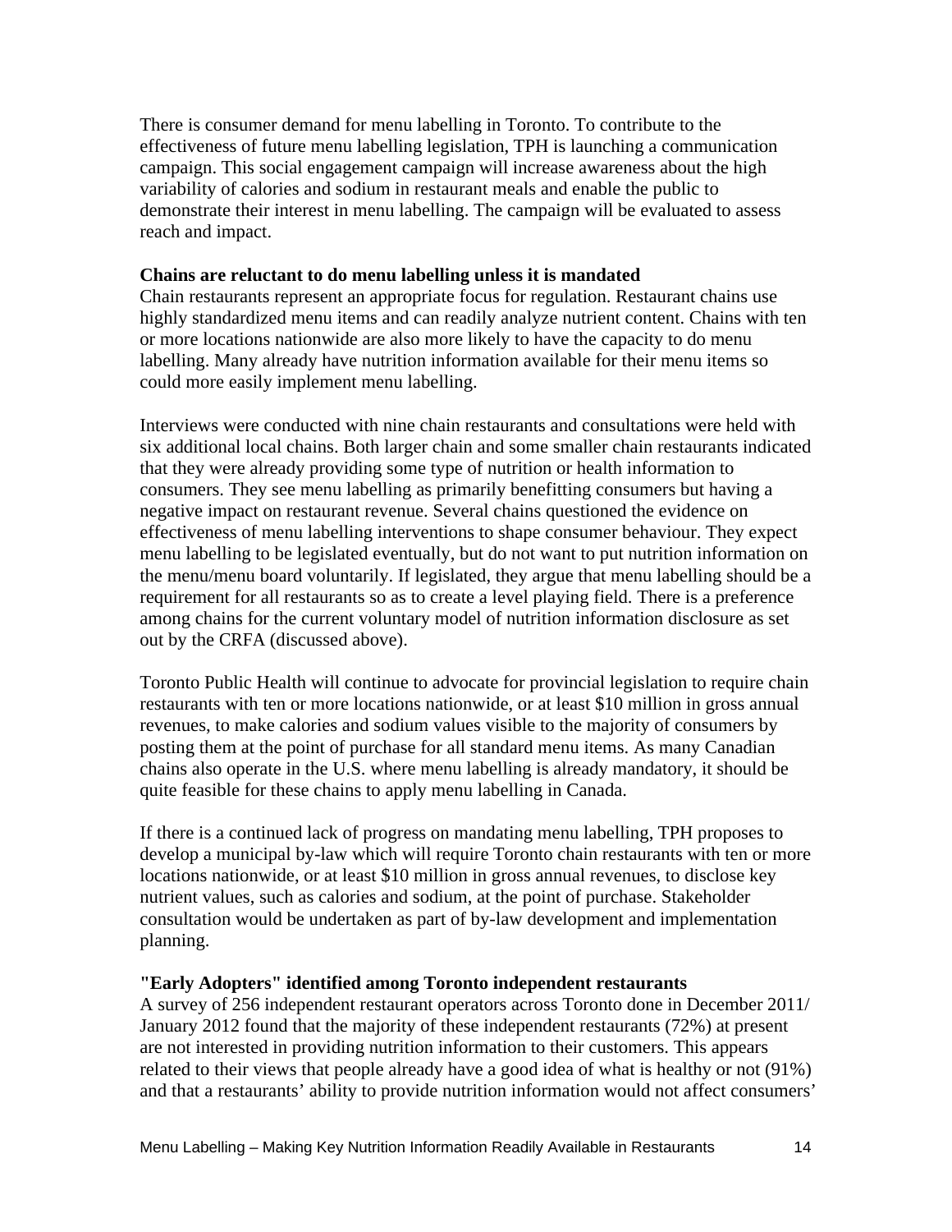There is consumer demand for menu labelling in Toronto. To contribute to the effectiveness of future menu labelling legislation, TPH is launching a communication campaign. This social engagement campaign will increase awareness about the high variability of calories and sodium in restaurant meals and enable the public to demonstrate their interest in menu labelling. The campaign will be evaluated to assess reach and impact.

**Chains are reluctant to do menu labelling unless it is mandated**

Chain restaurants represent an appropriate focus for regulation. Restaurant chains use highly standardized menu items and can readily analyze nutrient content. Chains with ten or more locations nationwide are also more likely to have the capacity to do menu labelling. Many already have nutrition information available for their menu items so could more easily implement menu labelling.

Interviews were conducted with nine chain restaurants and consultations were held with six additional local chains. Both larger chain and some smaller chain restaurants indicated that they were already providing some type of nutrition or health information to consumers. They see menu labelling as primarily benefitting consumers but having a negative impact on restaurant revenue. Several chains questioned the evidence on effectiveness of menu labelling interventions to shape consumer behaviour. They expect menu labelling to be legislated eventually, but do not want to put nutrition information on the menu/menu board voluntarily. If legislated, they argue that menu labelling should be a requirement for all restaurants so as to create a level playing field. There is a preference among chains for the current voluntary model of nutrition information disclosure as set out by the CRFA (discussed above).

Toronto Public Health will continue to advocate for provincial legislation to require chain restaurants with ten or more locations nationwide, or at least $10 million in gross annual revenues, to make calories and sodium values visible to the majority of consumers by posting them at the point of purchase for all standard menu items. As many Canadian chains also operate in the U.S. where menu labelling is already mandatory, it should be quite feasible for these chains to apply menu labelling in Canada.

If there is a continued lack of progress on mandating menu labelling, TPH proposes to develop a municipal by-law which will require Toronto chain restaurants with ten or more locations nationwide, or at least $10 million in gross annual revenues, to disclose key nutrient values, such as calories and sodium, at the point of purchase. Stakeholder consultation would be undertaken as part of by-law development and implementation planning.

**"Early Adopters" identified among Toronto independent restaurants**

A survey of 256 independent restaurant operators across Toronto done in December 2011/ January 2012 found that the majority of these independent restaurants (72%) at present are not interested in providing nutrition information to their customers. This appears related to their views that people already have a good idea of what is healthy or not (91%) and that a restaurants' ability to provide nutrition information would not affect consumers'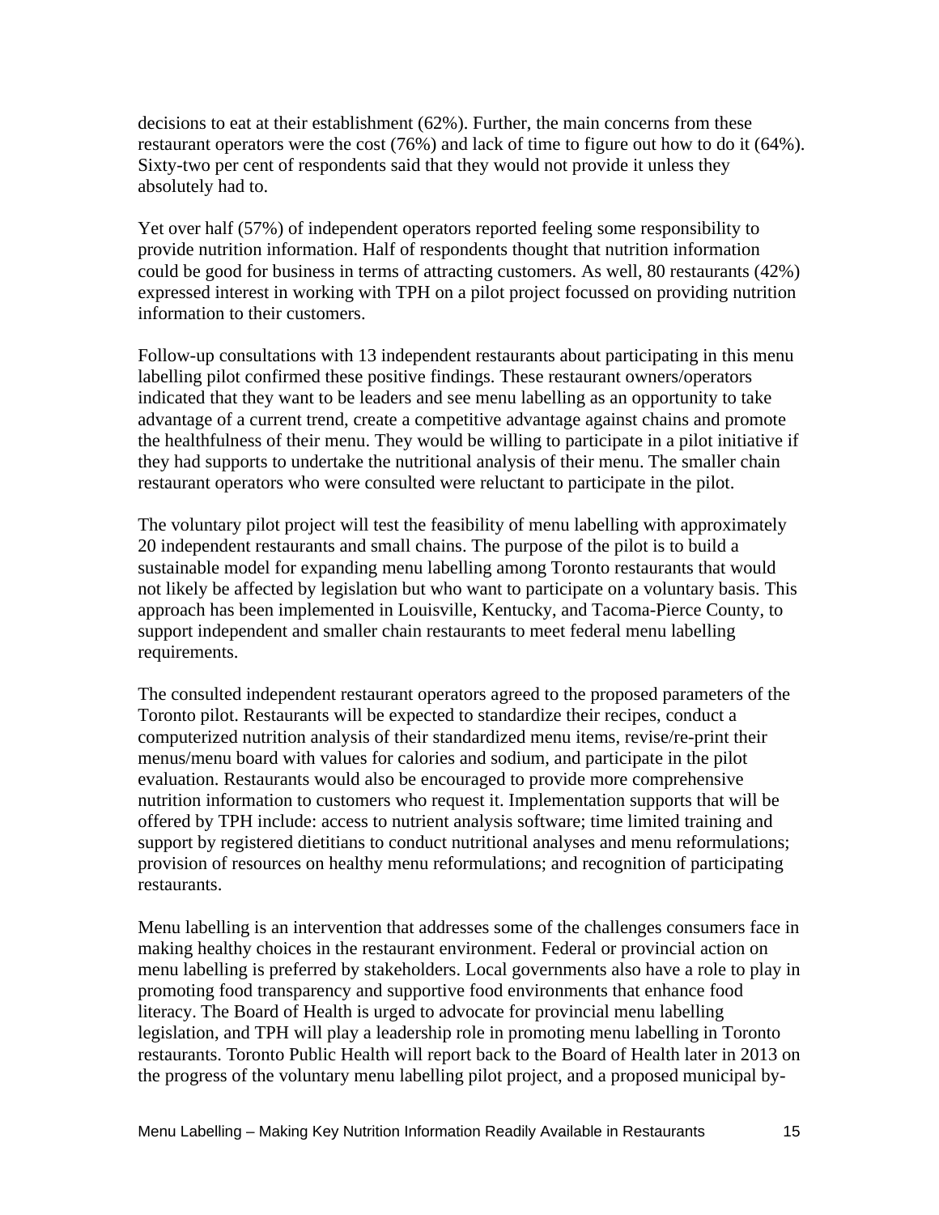decisions to eat at their establishment (62%). Further, the main concerns from these restaurant operators were the cost (76%) and lack of time to figure out how to do it (64%). Sixty-two per cent of respondents said that they would not provide it unless they absolutely had to.

Yet over half (57%) of independent operators reported feeling some responsibility to provide nutrition information. Half of respondents thought that nutrition information could be good for business in terms of attracting customers. As well, 80 restaurants (42%) expressed interest in working with TPH on a pilot project focussed on providing nutrition information to their customers.

Follow-up consultations with 13 independent restaurants about participating in this menu labelling pilot confirmed these positive findings. These restaurant owners/operators indicated that they want to be leaders and see menu labelling as an opportunity to take advantage of a current trend, create a competitive advantage against chains and promote the healthfulness of their menu. They would be willing to participate in a pilot initiative if they had supports to undertake the nutritional analysis of their menu. The smaller chain restaurant operators who were consulted were reluctant to participate in the pilot.

The voluntary pilot project will test the feasibility of menu labelling with approximately 20 independent restaurants and small chains. The purpose of the pilot is to build a sustainable model for expanding menu labelling among Toronto restaurants that would not likely be affected by legislation but who want to participate on a voluntary basis. This approach has been implemented in Louisville, Kentucky, and Tacoma-Pierce County, to support independent and smaller chain restaurants to meet federal menu labelling requirements.

The consulted independent restaurant operators agreed to the proposed parameters of the Toronto pilot. Restaurants will be expected to standardize their recipes, conduct a computerized nutrition analysis of their standardized menu items, revise/re-print their menus/menu board with values for calories and sodium, and participate in the pilot evaluation. Restaurants would also be encouraged to provide more comprehensive nutrition information to customers who request it. Implementation supports that will be offered by TPH include: access to nutrient analysis software; time limited training and support by registered dietitians to conduct nutritional analyses and menu reformulations; provision of resources on healthy menu reformulations; and recognition of participating restaurants.

Menu labelling is an intervention that addresses some of the challenges consumers face in making healthy choices in the restaurant environment. Federal or provincial action on menu labelling is preferred by stakeholders. Local governments also have a role to play in promoting food transparency and supportive food environments that enhance food literacy. The Board of Health is urged to advocate for provincial menu labelling legislation, and TPH will play a leadership role in promoting menu labelling in Toronto restaurants. Toronto Public Health will report back to the Board of Health later in 2013 on the progress of the voluntary menu labelling pilot project, and a proposed municipal by-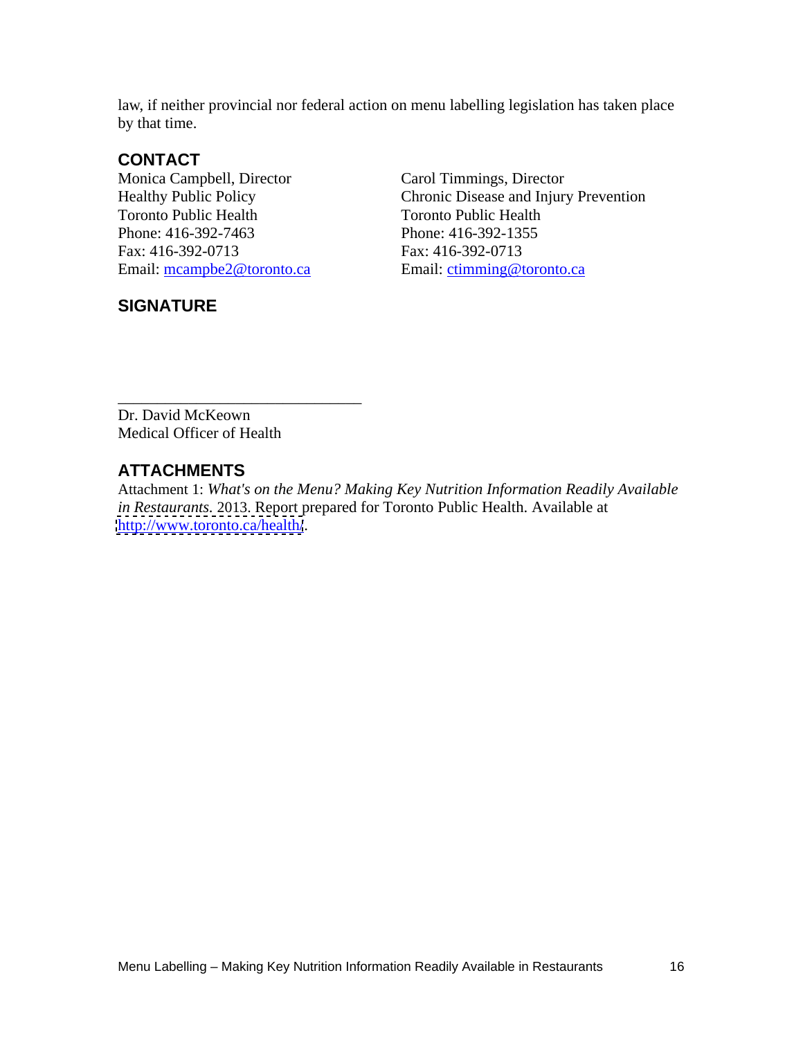law, if neither provincial nor federal action on menu labelling legislation has taken place by that time.

## CONTACT

Monica Campbell, Director
Healthy Public Policy
Toronto Public Health
Phone: 416-392-7463
Fax: 416-392-0713
Email: mcampbe2@toronto.ca

Carol Timmings, Director
Chronic Disease and Injury Prevention
Toronto Public Health
Phone: 416-392-1355
Fax: 416-392-0713
Email: ctimming@toronto.ca

## SIGNATURE

_______________________________

Dr. David McKeown
Medical Officer of Health

## ATTACHMENTS

Attachment 1: *What's on the Menu? Making Key Nutrition Information Readily Available in Restaurants.* 2013. Report prepared for Toronto Public Health. Available at http://www.toronto.ca/health/.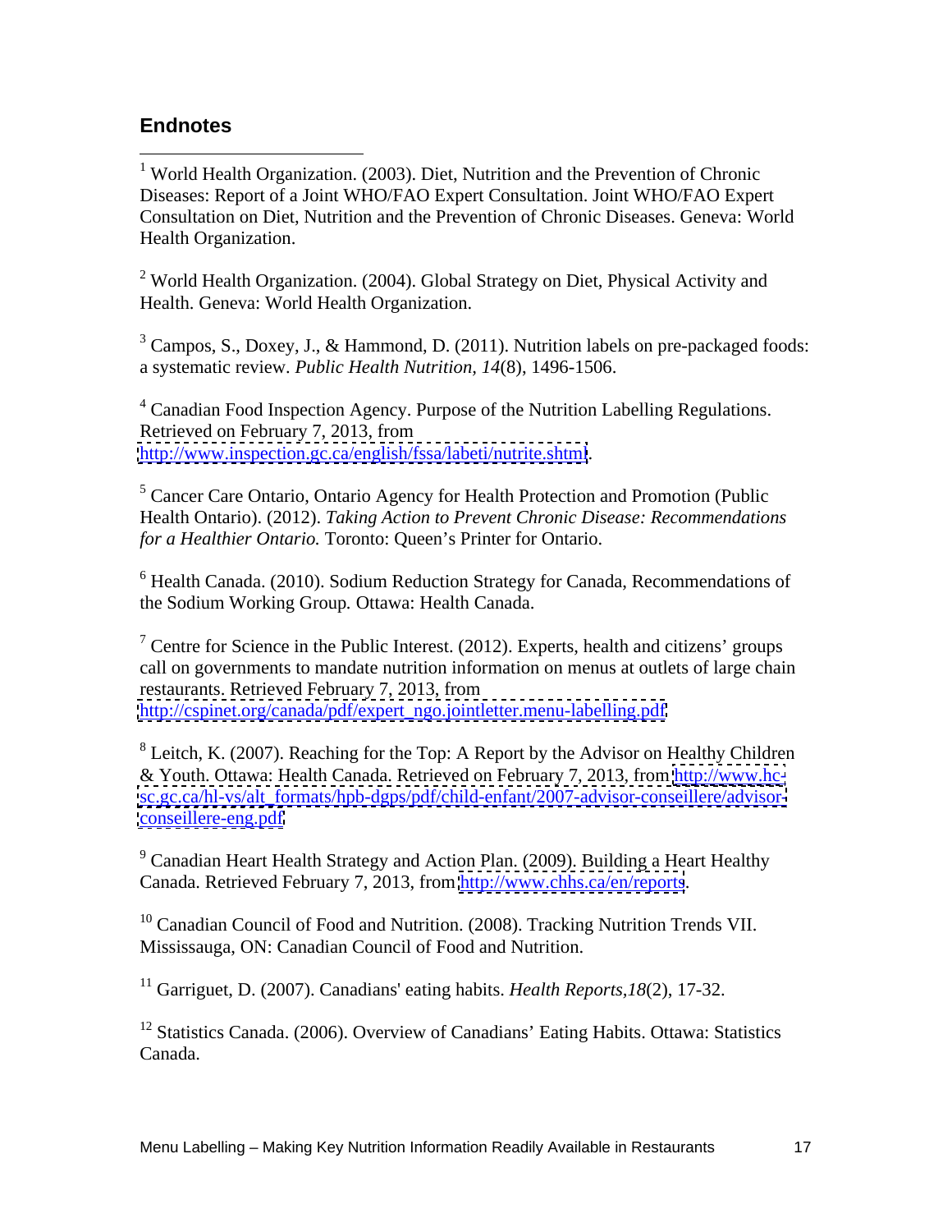## Endnotes

[1] World Health Organization. (2003). Diet, Nutrition and the Prevention of Chronic Diseases: Report of a Joint WHO/FAO Expert Consultation. Joint WHO/FAO Expert Consultation on Diet, Nutrition and the Prevention of Chronic Diseases. Geneva: World Health Organization.

[2] World Health Organization. (2004). Global Strategy on Diet, Physical Activity and Health. Geneva: World Health Organization.

[3] Campos, S., Doxey, J., & Hammond, D. (2011). Nutrition labels on pre-packaged foods: a systematic review. *Public Health Nutrition, 14*(8), 1496-1506.

[4] Canadian Food Inspection Agency. Purpose of the Nutrition Labelling Regulations. Retrieved on February 7, 2013, from http://www.inspection.gc.ca/english/fssa/labeti/nutrite.shtml.

[5] Cancer Care Ontario, Ontario Agency for Health Protection and Promotion (Public Health Ontario). (2012). *Taking Action to Prevent Chronic Disease: Recommendations for a Healthier Ontario.* Toronto: Queen's Printer for Ontario.

[6] Health Canada. (2010). Sodium Reduction Strategy for Canada, Recommendations of the Sodium Working Group. Ottawa: Health Canada.

[7] Centre for Science in the Public Interest. (2012). Experts, health and citizens' groups call on governments to mandate nutrition information on menus at outlets of large chain restaurants. Retrieved February 7, 2013, from http://cspinet.org/canada/pdf/expert_ngo.jointletter.menu-labelling.pdf

[8] Leitch, K. (2007). Reaching for the Top: A Report by the Advisor on Healthy Children & Youth. Ottawa: Health Canada. Retrieved on February 7, 2013, from http://www.hc-sc.gc.ca/hl-vs/alt_formats/hpb-dgps/pdf/child-enfant/2007-advisor-conseillere/advisor-conseillere-eng.pdf

[9] Canadian Heart Health Strategy and Action Plan. (2009). Building a Heart Healthy Canada. Retrieved February 7, 2013, from http://www.chhs.ca/en/reports.

[10] Canadian Council of Food and Nutrition. (2008). Tracking Nutrition Trends VII. Mississauga, ON: Canadian Council of Food and Nutrition.

[11] Garriguet, D. (2007). Canadians' eating habits. *Health Reports,18*(2), 17-32.

[12] Statistics Canada. (2006). Overview of Canadians' Eating Habits. Ottawa: Statistics Canada.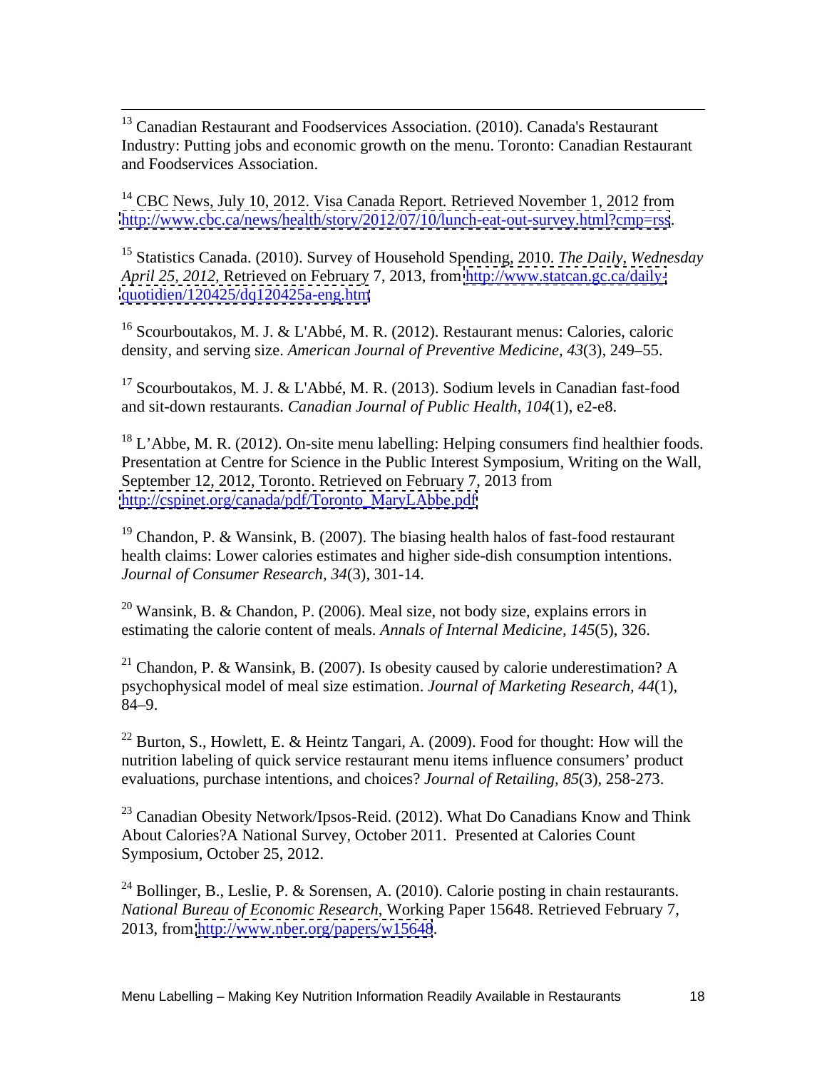[13] Canadian Restaurant and Foodservices Association. (2010). Canada's Restaurant Industry: Putting jobs and economic growth on the menu. Toronto: Canadian Restaurant and Foodservices Association.

[14] CBC News, July 10, 2012. Visa Canada Report. Retrieved November 1, 2012 from http://www.cbc.ca/news/health/story/2012/07/10/lunch-eat-out-survey.html?cmp=rss.

[15] Statistics Canada. (2010). Survey of Household Spending, 2010. *The Daily, Wednesday April 25, 2012*, Retrieved on February 7, 2013, from http://www.statcan.gc.ca/daily-quotidien/120425/dq120425a-eng.htm

[16] Scourboutakos, M. J. & L'Abbé, M. R. (2012). Restaurant menus: Calories, caloric density, and serving size. *American Journal of Preventive Medicine, 43*(3), 249–55.

[17] Scourboutakos, M. J. & L'Abbé, M. R. (2013). Sodium levels in Canadian fast-food and sit-down restaurants. *Canadian Journal of Public Health, 104*(1), e2-e8.

[18] L'Abbe, M. R. (2012). On-site menu labelling: Helping consumers find healthier foods. Presentation at Centre for Science in the Public Interest Symposium, Writing on the Wall, September 12, 2012, Toronto. Retrieved on February 7, 2013 from http://cspinet.org/canada/pdf/Toronto_MaryLAbbe.pdf

[19] Chandon, P. & Wansink, B. (2007). The biasing health halos of fast-food restaurant health claims: Lower calories estimates and higher side-dish consumption intentions. *Journal of Consumer Research, 34*(3), 301-14.

[20] Wansink, B. & Chandon, P. (2006). Meal size, not body size, explains errors in estimating the calorie content of meals. *Annals of Internal Medicine, 145*(5), 326.

[21] Chandon, P. & Wansink, B. (2007). Is obesity caused by calorie underestimation? A psychophysical model of meal size estimation. *Journal of Marketing Research, 44*(1), 84–9.

[22] Burton, S., Howlett, E. & Heintz Tangari, A. (2009). Food for thought: How will the nutrition labeling of quick service restaurant menu items influence consumers' product evaluations, purchase intentions, and choices? *Journal of Retailing, 85*(3), 258-273.

[23] Canadian Obesity Network/Ipsos-Reid. (2012). What Do Canadians Know and Think About Calories?A National Survey, October 2011. Presented at Calories Count Symposium, October 25, 2012.

[24] Bollinger, B., Leslie, P. & Sorensen, A. (2010). Calorie posting in chain restaurants. *National Bureau of Economic Research*, Working Paper 15648. Retrieved February 7, 2013, from http://www.nber.org/papers/w15648.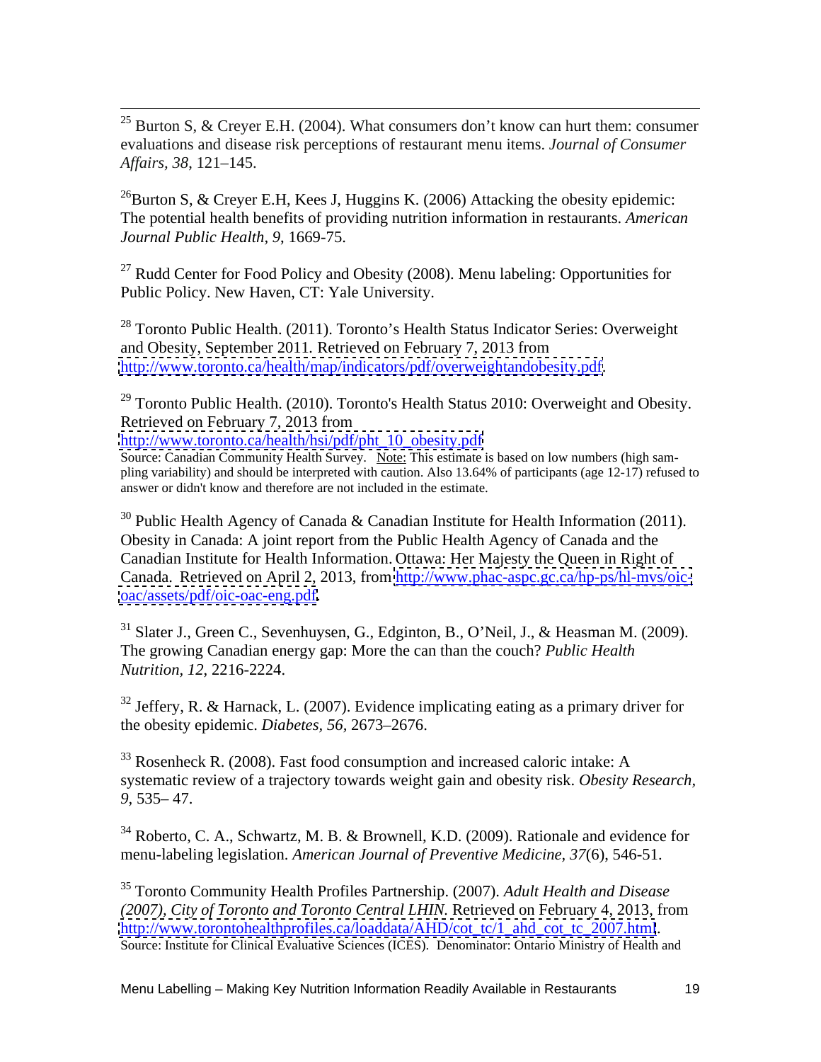[25] Burton S, & Creyer E.H. (2004). What consumers don't know can hurt them: consumer evaluations and disease risk perceptions of restaurant menu items. *Journal of Consumer Affairs, 38*, 121–145.

[26]Burton S, & Creyer E.H, Kees J, Huggins K. (2006) Attacking the obesity epidemic: The potential health benefits of providing nutrition information in restaurants. *American Journal Public Health*, *9*, 1669-75.

[27] Rudd Center for Food Policy and Obesity (2008). Menu labeling: Opportunities for Public Policy. New Haven, CT: Yale University.

[28] Toronto Public Health. (2011). Toronto's Health Status Indicator Series: Overweight and Obesity, September 2011. Retrieved on February 7, 2013 from http://www.toronto.ca/health/map/indicators/pdf/overweightandobesity.pdf.

[29] Toronto Public Health. (2010). Toronto's Health Status 2010: Overweight and Obesity. Retrieved on February 7, 2013 from http://www.toronto.ca/health/hsi/pdf/pht_10_obesity.pdf
Source: Canadian Community Health Survey. Note: This estimate is based on low numbers (high sampling variability) and should be interpreted with caution. Also 13.64% of participants (age 12-17) refused to answer or didn't know and therefore are not included in the estimate.

[30] Public Health Agency of Canada & Canadian Institute for Health Information (2011). Obesity in Canada: A joint report from the Public Health Agency of Canada and the Canadian Institute for Health Information. Ottawa: Her Majesty the Queen in Right of Canada. Retrieved on April 2, 2013, from http://www.phac-aspc.gc.ca/hp-ps/hl-mvs/oic-oac/assets/pdf/oic-oac-eng.pdf.

[31] Slater J., Green C., Sevenhuysen, G., Edginton, B., O'Neil, J., & Heasman M. (2009). The growing Canadian energy gap: More the can than the couch? *Public Health Nutrition, 12*, 2216-2224.

[32] Jeffery, R. & Harnack, L. (2007). Evidence implicating eating as a primary driver for the obesity epidemic. *Diabetes, 56*, 2673–2676.

[33] Rosenheck R. (2008). Fast food consumption and increased caloric intake: A systematic review of a trajectory towards weight gain and obesity risk. *Obesity Research, 9*, 535– 47.

[34] Roberto, C. A., Schwartz, M. B. & Brownell, K.D. (2009). Rationale and evidence for menu-labeling legislation. *American Journal of Preventive Medicine, 37*(6), 546-51.

[35] Toronto Community Health Profiles Partnership. (2007). *Adult Health and Disease (2007), City of Toronto and Toronto Central LHIN.* Retrieved on February 4, 2013, from http://www.torontohealthprofiles.ca/loaddata/AHD/cot_tc/1_ahd_cot_tc_2007.html.
Source: Institute for Clinical Evaluative Sciences (ICES). Denominator: Ontario Ministry of Health and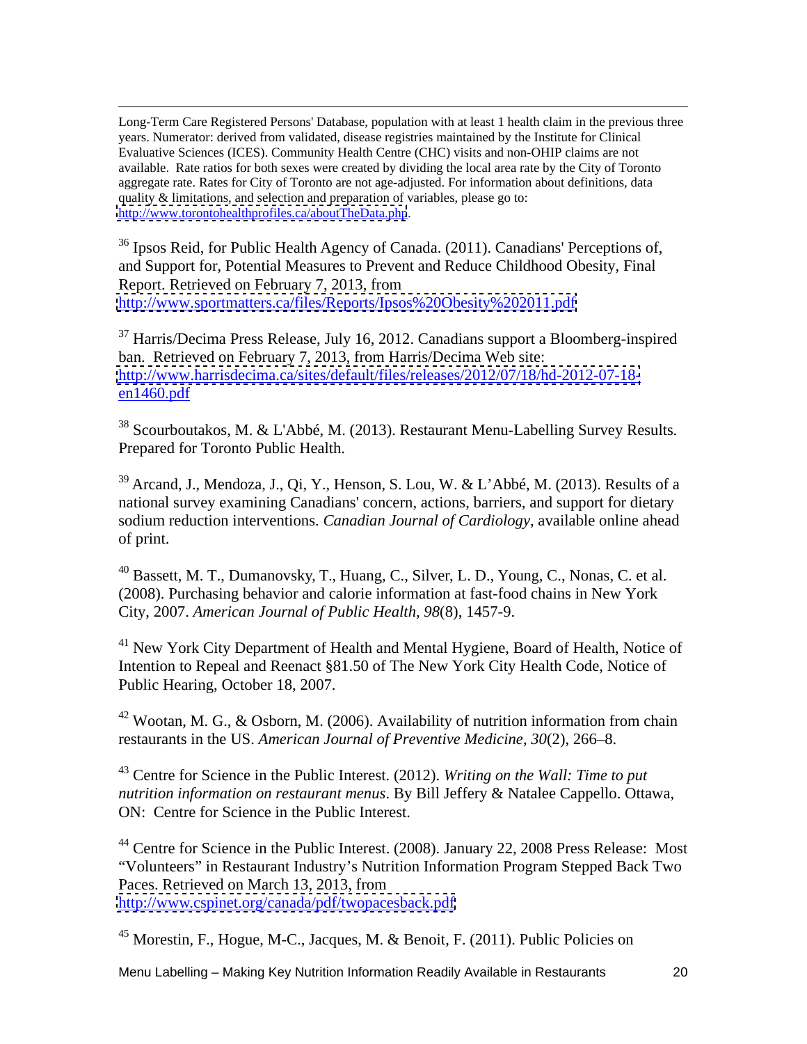Long-Term Care Registered Persons' Database, population with at least 1 health claim in the previous three years. Numerator: derived from validated, disease registries maintained by the Institute for Clinical Evaluative Sciences (ICES). Community Health Centre (CHC) visits and non-OHIP claims are not available. Rate ratios for both sexes were created by dividing the local area rate by the City of Toronto aggregate rate. Rates for City of Toronto are not age-adjusted. For information about definitions, data quality & limitations, and selection and preparation of variables, please go to: http://www.torontohealthprofiles.ca/aboutTheData.php.

[36] Ipsos Reid, for Public Health Agency of Canada. (2011). Canadians' Perceptions of, and Support for, Potential Measures to Prevent and Reduce Childhood Obesity, Final Report. Retrieved on February 7, 2013, from http://www.sportmatters.ca/files/Reports/Ipsos%20Obesity%202011.pdf

[37] Harris/Decima Press Release, July 16, 2012. Canadians support a Bloomberg-inspired ban. Retrieved on February 7, 2013, from Harris/Decima Web site: http://www.harrisdecima.ca/sites/default/files/releases/2012/07/18/hd-2012-07-18-en1460.pdf

[38] Scourboutakos, M. & L'Abbé, M. (2013). Restaurant Menu-Labelling Survey Results. Prepared for Toronto Public Health.

[39] Arcand, J., Mendoza, J., Qi, Y., Henson, S. Lou, W. & L'Abbé, M. (2013). Results of a national survey examining Canadians' concern, actions, barriers, and support for dietary sodium reduction interventions. *Canadian Journal of Cardiology*, available online ahead of print.

[40] Bassett, M. T., Dumanovsky, T., Huang, C., Silver, L. D., Young, C., Nonas, C. et al. (2008). Purchasing behavior and calorie information at fast-food chains in New York City, 2007. *American Journal of Public Health, 98*(8), 1457-9.

[41] New York City Department of Health and Mental Hygiene, Board of Health, Notice of Intention to Repeal and Reenact §81.50 of The New York City Health Code, Notice of Public Hearing, October 18, 2007.

[42] Wootan, M. G., & Osborn, M. (2006). Availability of nutrition information from chain restaurants in the US. *American Journal of Preventive Medicine*, *30*(2), 266–8.

[43] Centre for Science in the Public Interest. (2012). *Writing on the Wall: Time to put nutrition information on restaurant menus*. By Bill Jeffery & Natalee Cappello. Ottawa, ON: Centre for Science in the Public Interest.

[44] Centre for Science in the Public Interest. (2008). January 22, 2008 Press Release: Most "Volunteers" in Restaurant Industry's Nutrition Information Program Stepped Back Two Paces. Retrieved on March 13, 2013, from http://www.cspinet.org/canada/pdf/twopacesback.pdf

[45] Morestin, F., Hogue, M-C., Jacques, M. & Benoit, F. (2011). Public Policies on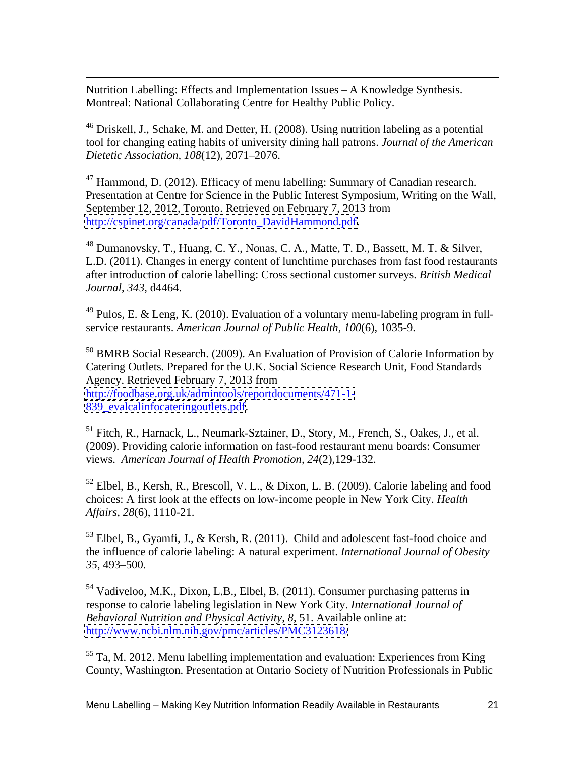Nutrition Labelling: Effects and Implementation Issues – A Knowledge Synthesis. Montreal: National Collaborating Centre for Healthy Public Policy.

[46] Driskell, J., Schake, M. and Detter, H. (2008). Using nutrition labeling as a potential tool for changing eating habits of university dining hall patrons. *Journal of the American Dietetic Association*, *108*(12), 2071–2076.

[47] Hammond, D. (2012). Efficacy of menu labelling: Summary of Canadian research. Presentation at Centre for Science in the Public Interest Symposium, Writing on the Wall, September 12, 2012, Toronto. Retrieved on February 7, 2013 from http://cspinet.org/canada/pdf/Toronto_DavidHammond.pdf.

[48] Dumanovsky, T., Huang, C. Y., Nonas, C. A., Matte, T. D., Bassett, M. T. & Silver, L.D. (2011). Changes in energy content of lunchtime purchases from fast food restaurants after introduction of calorie labelling: Cross sectional customer surveys. *British Medical Journal*, *343*, d4464.

[49] Pulos, E. & Leng, K. (2010). Evaluation of a voluntary menu-labeling program in full-service restaurants. *American Journal of Public Health, 100*(6), 1035-9.

[50] BMRB Social Research. (2009). An Evaluation of Provision of Calorie Information by Catering Outlets. Prepared for the U.K. Social Science Research Unit, Food Standards Agency. Retrieved February 7, 2013 from http://foodbase.org.uk/admintools/reportdocuments/471-1-839_evalcalinfocateringoutlets.pdf.

[51] Fitch, R., Harnack, L., Neumark-Sztainer, D., Story, M., French, S., Oakes, J., et al. (2009). Providing calorie information on fast-food restaurant menu boards: Consumer views. *American Journal of Health Promotion, 24*(2),129-132.

[52] Elbel, B., Kersh, R., Brescoll, V. L., & Dixon, L. B. (2009). Calorie labeling and food choices: A first look at the effects on low-income people in New York City. *Health Affairs, 28*(6), 1110-21.

[53] Elbel, B., Gyamfi, J., & Kersh, R. (2011). Child and adolescent fast-food choice and the influence of calorie labeling: A natural experiment. *International Journal of Obesity 35*, 493–500.

[54] Vadiveloo, M.K., Dixon, L.B., Elbel, B. (2011). Consumer purchasing patterns in response to calorie labeling legislation in New York City. *International Journal of Behavioral Nutrition and Physical Activity*, *8*, 51. Available online at: http://www.ncbi.nlm.nih.gov/pmc/articles/PMC3123618/

[55] Ta, M. 2012. Menu labelling implementation and evaluation: Experiences from King County, Washington. Presentation at Ontario Society of Nutrition Professionals in Public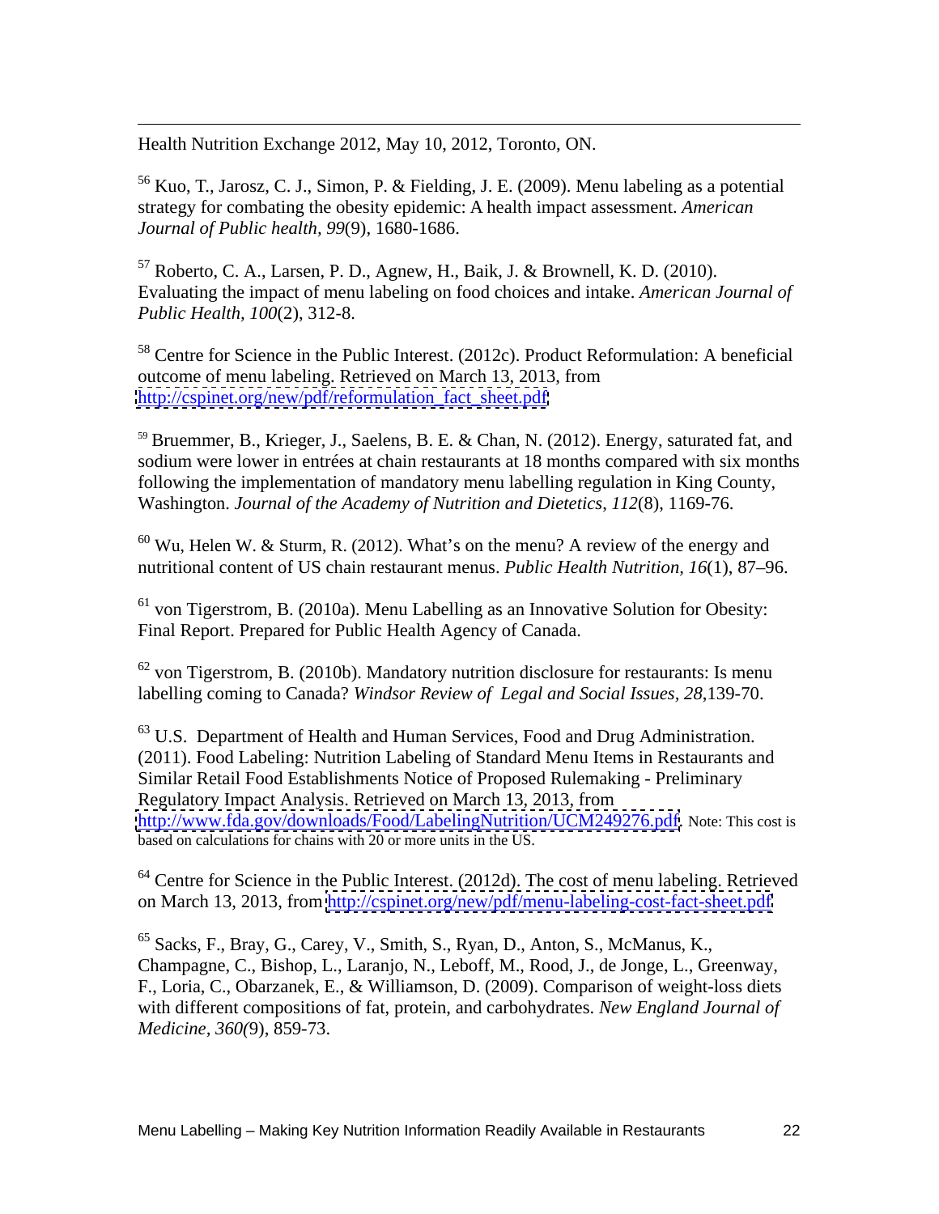Health Nutrition Exchange 2012, May 10, 2012, Toronto, ON.

[56] Kuo, T., Jarosz, C. J., Simon, P. & Fielding, J. E. (2009). Menu labeling as a potential strategy for combating the obesity epidemic: A health impact assessment. *American Journal of Public health, 99*(9), 1680-1686.

[57] Roberto, C. A., Larsen, P. D., Agnew, H., Baik, J. & Brownell, K. D. (2010). Evaluating the impact of menu labeling on food choices and intake. *American Journal of Public Health, 100*(2), 312-8.

[58] Centre for Science in the Public Interest. (2012c). Product Reformulation: A beneficial outcome of menu labeling. Retrieved on March 13, 2013, from http://cspinet.org/new/pdf/reformulation_fact_sheet.pdf

[59] Bruemmer, B., Krieger, J., Saelens, B. E. & Chan, N. (2012). Energy, saturated fat, and sodium were lower in entrées at chain restaurants at 18 months compared with six months following the implementation of mandatory menu labelling regulation in King County, Washington. *Journal of the Academy of Nutrition and Dietetics, 112*(8), 1169-76.

[60] Wu, Helen W. & Sturm, R. (2012). What's on the menu? A review of the energy and nutritional content of US chain restaurant menus. *Public Health Nutrition, 16*(1), 87–96.

[61] von Tigerstrom, B. (2010a). Menu Labelling as an Innovative Solution for Obesity: Final Report. Prepared for Public Health Agency of Canada.

[62] von Tigerstrom, B. (2010b). Mandatory nutrition disclosure for restaurants: Is menu labelling coming to Canada? *Windsor Review of Legal and Social Issues, 28*,139-70.

[63] U.S. Department of Health and Human Services, Food and Drug Administration. (2011). Food Labeling: Nutrition Labeling of Standard Menu Items in Restaurants and Similar Retail Food Establishments Notice of Proposed Rulemaking - Preliminary Regulatory Impact Analysis. Retrieved on March 13, 2013, from http://www.fda.gov/downloads/Food/LabelingNutrition/UCM249276.pdf. Note: This cost is based on calculations for chains with 20 or more units in the US.

[64] Centre for Science in the Public Interest. (2012d). The cost of menu labeling. Retrieved on March 13, 2013, from http://cspinet.org/new/pdf/menu-labeling-cost-fact-sheet.pdf

[65] Sacks, F., Bray, G., Carey, V., Smith, S., Ryan, D., Anton, S., McManus, K., Champagne, C., Bishop, L., Laranjo, N., Leboff, M., Rood, J., de Jonge, L., Greenway, F., Loria, C., Obarzanek, E., & Williamson, D. (2009). Comparison of weight-loss diets with different compositions of fat, protein, and carbohydrates. *New England Journal of Medicine, 360*(9), 859-73.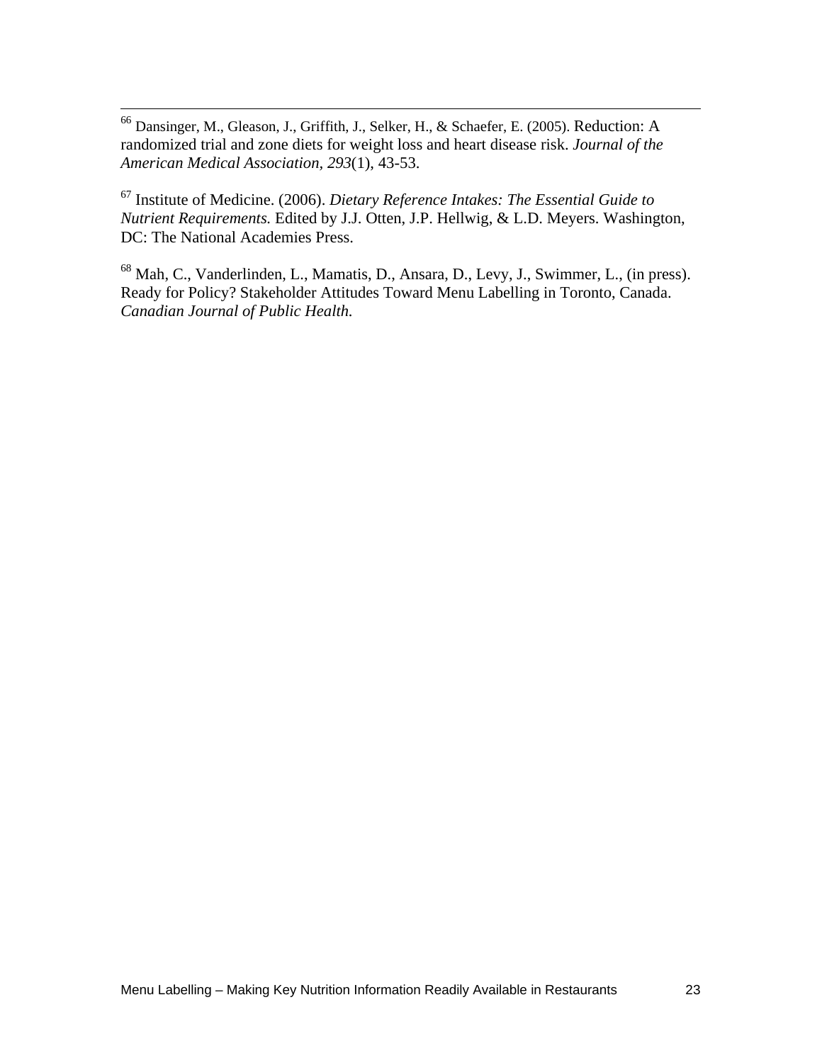[66] Dansinger, M., Gleason, J., Griffith, J., Selker, H., & Schaefer, E. (2005). Reduction: A randomized trial and zone diets for weight loss and heart disease risk. *Journal of the American Medical Association, 293*(1), 43-53.

[67] Institute of Medicine. (2006). *Dietary Reference Intakes: The Essential Guide to Nutrient Requirements.* Edited by J.J. Otten, J.P. Hellwig, & L.D. Meyers. Washington, DC: The National Academies Press.

[68] Mah, C., Vanderlinden, L., Mamatis, D., Ansara, D., Levy, J., Swimmer, L., (in press). Ready for Policy? Stakeholder Attitudes Toward Menu Labelling in Toronto, Canada. *Canadian Journal of Public Health.*